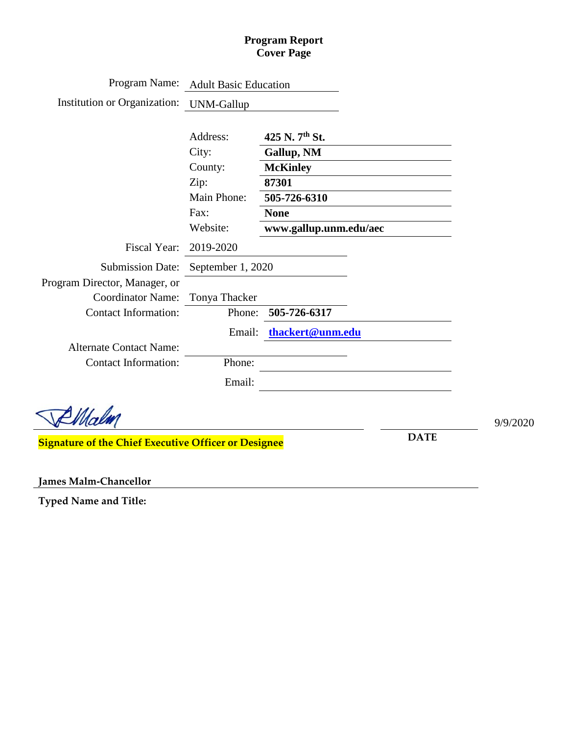# Program Report
## Cover Page

| | | |
|---|---|---|
| Program Name: | Adult Basic Education | |
| Institution or Organization: | UNM-Gallup | |
| | Address: | **425 N. 7th St.** |
| | City: | **Gallup, NM** |
| | County: | **McKinley** |
| | Zip: | **87301** |
| | Main Phone: | **505-726-6310** |
| | Fax: | **None** |
| | Website: | **www.gallup.unm.edu/aec** |
| Fiscal Year: | 2019-2020 | |
| Submission Date: | September 1, 2020 | |
| Program Director, Manager, or Coordinator Name: | Tonya Thacker | |
| Contact Information: | Phone: | **505-726-6317** |
| | Email: | **thackert@unm.edu** |
| Alternate Contact Name: | | |
| Contact Information: | Phone: | |
| | Email: | |

**Signature of the Chief Executive Officer or Designee**

**DATE** 9/9/2020

**James Malm-Chancellor**

**Typed Name and Title:**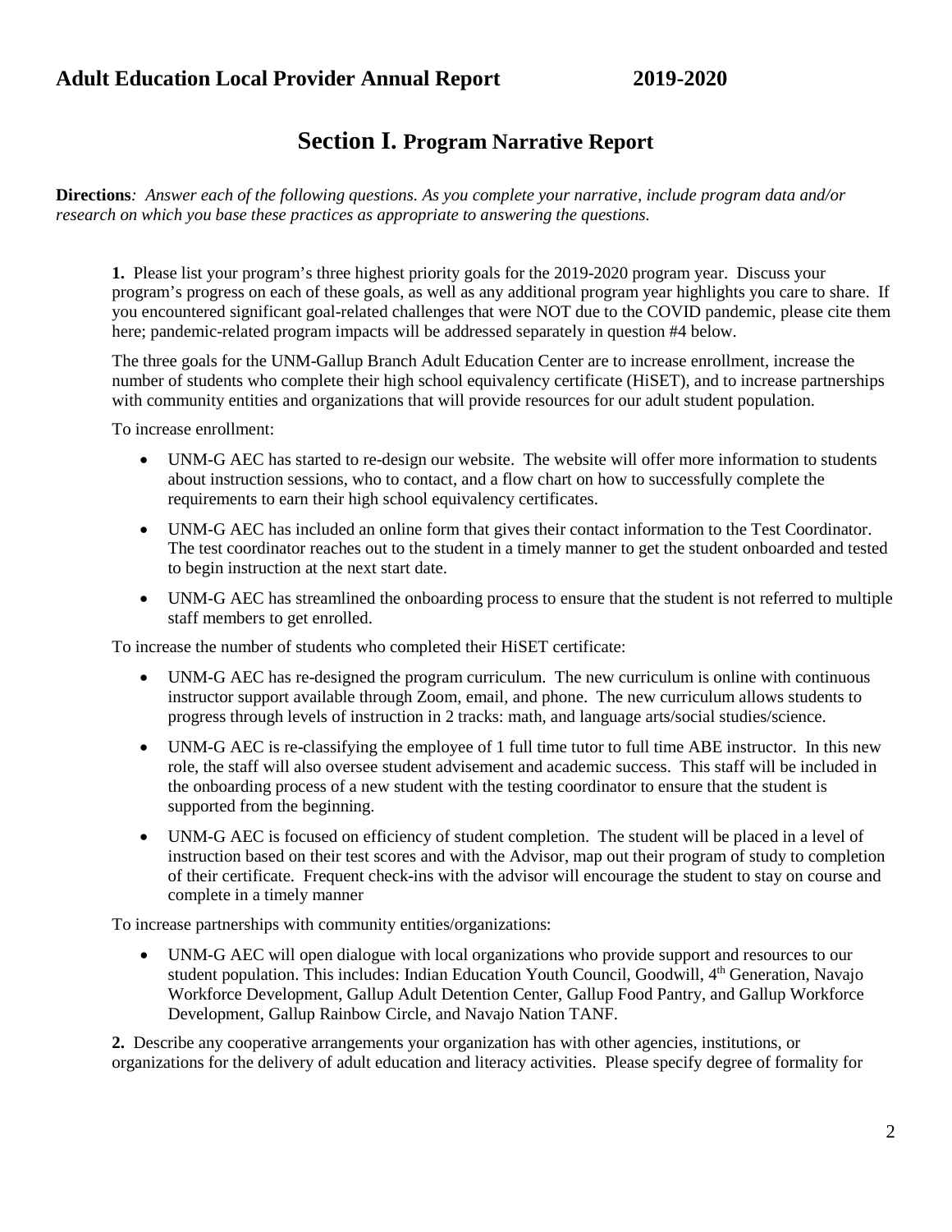## Adult Education Local Provider Annual Report 2019-2020

# Section I. Program Narrative Report

**Directions***: Answer each of the following questions. As you complete your narrative, include program data and/or research on which you base these practices as appropriate to answering the questions.*

**1.** Please list your program's three highest priority goals for the 2019-2020 program year. Discuss your program's progress on each of these goals, as well as any additional program year highlights you care to share. If you encountered significant goal-related challenges that were NOT due to the COVID pandemic, please cite them here; pandemic-related program impacts will be addressed separately in question #4 below.

The three goals for the UNM-Gallup Branch Adult Education Center are to increase enrollment, increase the number of students who complete their high school equivalency certificate (HiSET), and to increase partnerships with community entities and organizations that will provide resources for our adult student population.

To increase enrollment:

- UNM-G AEC has started to re-design our website. The website will offer more information to students about instruction sessions, who to contact, and a flow chart on how to successfully complete the requirements to earn their high school equivalency certificates.
- UNM-G AEC has included an online form that gives their contact information to the Test Coordinator. The test coordinator reaches out to the student in a timely manner to get the student onboarded and tested to begin instruction at the next start date.
- UNM-G AEC has streamlined the onboarding process to ensure that the student is not referred to multiple staff members to get enrolled.

To increase the number of students who completed their HiSET certificate:

- UNM-G AEC has re-designed the program curriculum. The new curriculum is online with continuous instructor support available through Zoom, email, and phone. The new curriculum allows students to progress through levels of instruction in 2 tracks: math, and language arts/social studies/science.
- UNM-G AEC is re-classifying the employee of 1 full time tutor to full time ABE instructor. In this new role, the staff will also oversee student advisement and academic success. This staff will be included in the onboarding process of a new student with the testing coordinator to ensure that the student is supported from the beginning.
- UNM-G AEC is focused on efficiency of student completion. The student will be placed in a level of instruction based on their test scores and with the Advisor, map out their program of study to completion of their certificate. Frequent check-ins with the advisor will encourage the student to stay on course and complete in a timely manner

To increase partnerships with community entities/organizations:

- UNM-G AEC will open dialogue with local organizations who provide support and resources to our student population. This includes: Indian Education Youth Council, Goodwill, 4th Generation, Navajo Workforce Development, Gallup Adult Detention Center, Gallup Food Pantry, and Gallup Workforce Development, Gallup Rainbow Circle, and Navajo Nation TANF.

**2.** Describe any cooperative arrangements your organization has with other agencies, institutions, or organizations for the delivery of adult education and literacy activities. Please specify degree of formality for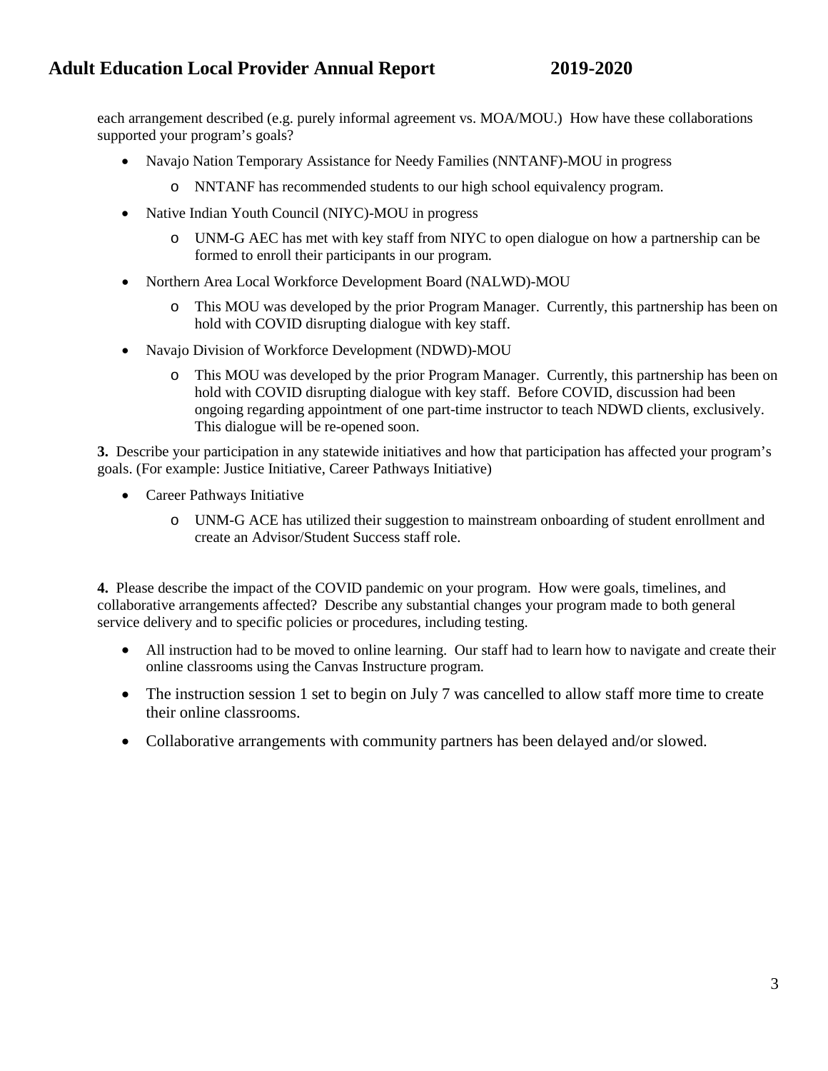each arrangement described (e.g. purely informal agreement vs. MOA/MOU.) How have these collaborations supported your program's goals?

- Navajo Nation Temporary Assistance for Needy Families (NNTANF)-MOU in progress
  - NNTANF has recommended students to our high school equivalency program.
- Native Indian Youth Council (NIYC)-MOU in progress
  - UNM-G AEC has met with key staff from NIYC to open dialogue on how a partnership can be formed to enroll their participants in our program.
- Northern Area Local Workforce Development Board (NALWD)-MOU
  - This MOU was developed by the prior Program Manager. Currently, this partnership has been on hold with COVID disrupting dialogue with key staff.
- Navajo Division of Workforce Development (NDWD)-MOU
  - This MOU was developed by the prior Program Manager. Currently, this partnership has been on hold with COVID disrupting dialogue with key staff. Before COVID, discussion had been ongoing regarding appointment of one part-time instructor to teach NDWD clients, exclusively. This dialogue will be re-opened soon.

**3.** Describe your participation in any statewide initiatives and how that participation has affected your program's goals. (For example: Justice Initiative, Career Pathways Initiative)

- Career Pathways Initiative
  - UNM-G ACE has utilized their suggestion to mainstream onboarding of student enrollment and create an Advisor/Student Success staff role.

**4.** Please describe the impact of the COVID pandemic on your program. How were goals, timelines, and collaborative arrangements affected? Describe any substantial changes your program made to both general service delivery and to specific policies or procedures, including testing.

- All instruction had to be moved to online learning. Our staff had to learn how to navigate and create their online classrooms using the Canvas Instructure program.
- The instruction session 1 set to begin on July 7 was cancelled to allow staff more time to create their online classrooms.
- Collaborative arrangements with community partners has been delayed and/or slowed.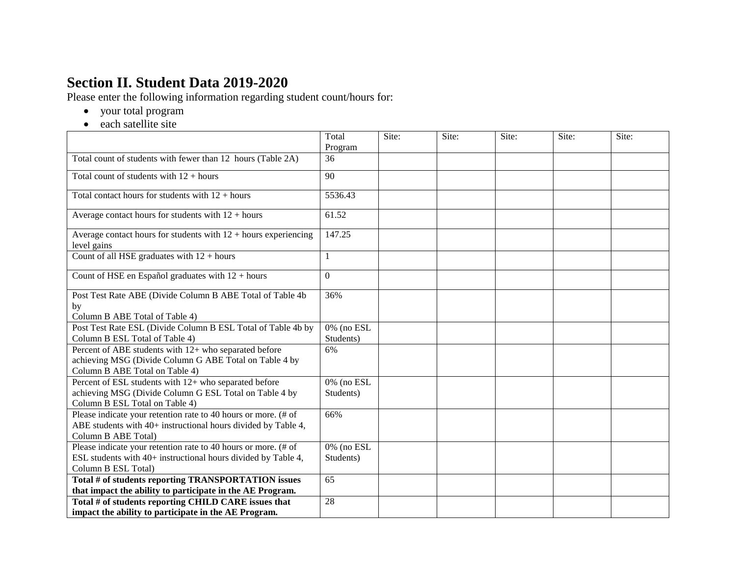# Section II. Student Data 2019-2020

Please enter the following information regarding student count/hours for:

- your total program
- each satellite site

| | Total Program | Site: | Site: | Site: | Site: | Site: |
|---|---|---|---|---|---|---|
| Total count of students with fewer than 12 hours (Table 2A) | 36 | | | | | |
| Total count of students with 12 + hours | 90 | | | | | |
| Total contact hours for students with 12 + hours | 5536.43 | | | | | |
| Average contact hours for students with 12 + hours | 61.52 | | | | | |
| Average contact hours for students with 12 + hours experiencing level gains | 147.25 | | | | | |
| Count of all HSE graduates with 12 + hours | 1 | | | | | |
| Count of HSE en Español graduates with 12 + hours | 0 | | | | | |
| Post Test Rate ABE (Divide Column B ABE Total of Table 4b by Column B ABE Total of Table 4) | 36% | | | | | |
| Post Test Rate ESL (Divide Column B ESL Total of Table 4b by Column B ESL Total of Table 4) | 0% (no ESL Students) | | | | | |
| Percent of ABE students with 12+ who separated before achieving MSG (Divide Column G ABE Total on Table 4 by Column B ABE Total on Table 4) | 6% | | | | | |
| Percent of ESL students with 12+ who separated before achieving MSG (Divide Column G ESL Total on Table 4 by Column B ESL Total on Table 4) | 0% (no ESL Students) | | | | | |
| Please indicate your retention rate to 40 hours or more. (# of ABE students with 40+ instructional hours divided by Table 4, Column B ABE Total) | 66% | | | | | |
| Please indicate your retention rate to 40 hours or more. (# of ESL students with 40+ instructional hours divided by Table 4, Column B ESL Total) | 0% (no ESL Students) | | | | | |
| **Total # of students reporting TRANSPORTATION issues that impact the ability to participate in the AE Program.** | 65 | | | | | |
| **Total # of students reporting CHILD CARE issues that impact the ability to participate in the AE Program.** | 28 | | | | | |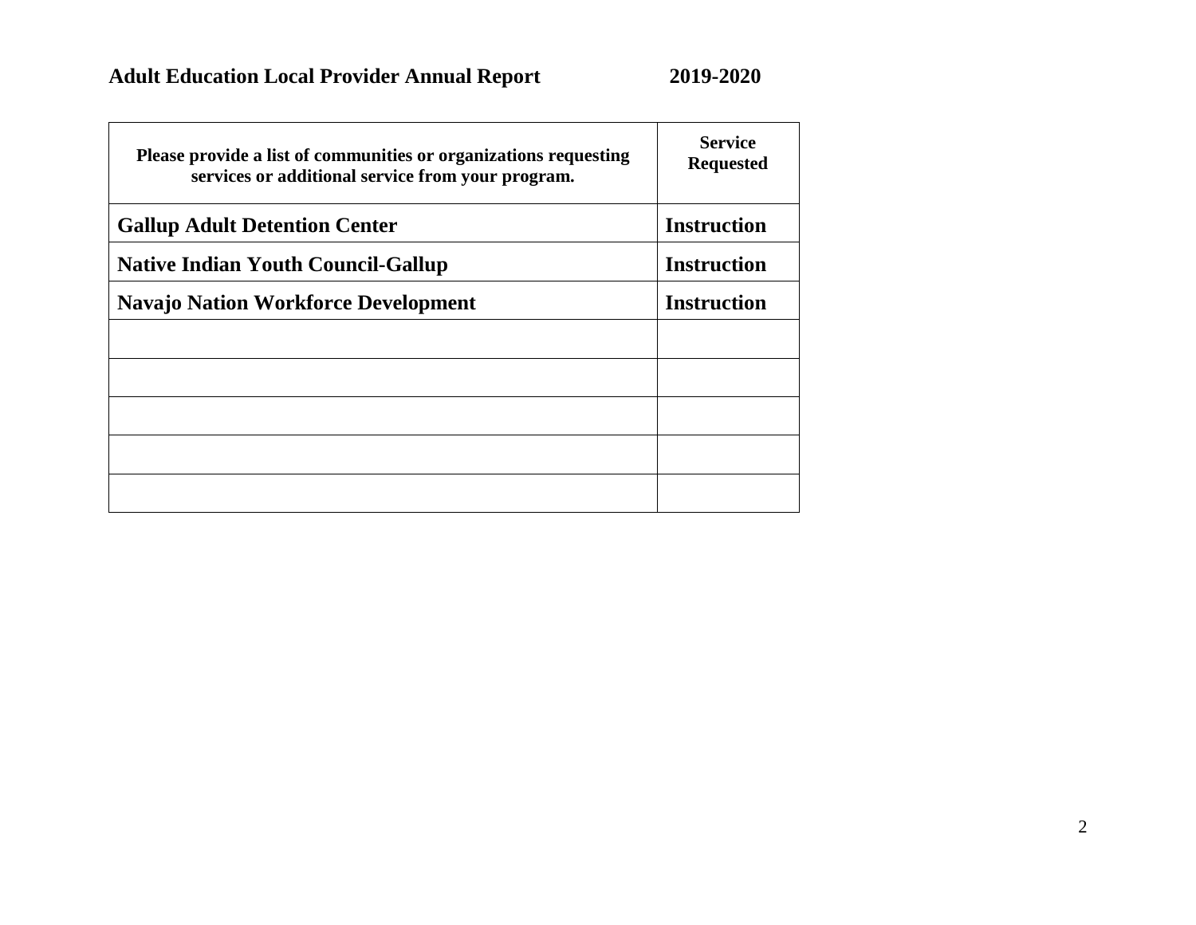**Adult Education Local Provider Annual Report 2019-2020**

| Please provide a list of communities or organizations requesting services or additional service from your program. | Service Requested |
|---|---|
| **Gallup Adult Detention Center** | **Instruction** |
| **Native Indian Youth Council-Gallup** | **Instruction** |
| **Navajo Nation Workforce Development** | **Instruction** |
| | |
| | |
| | |
| | |
| | |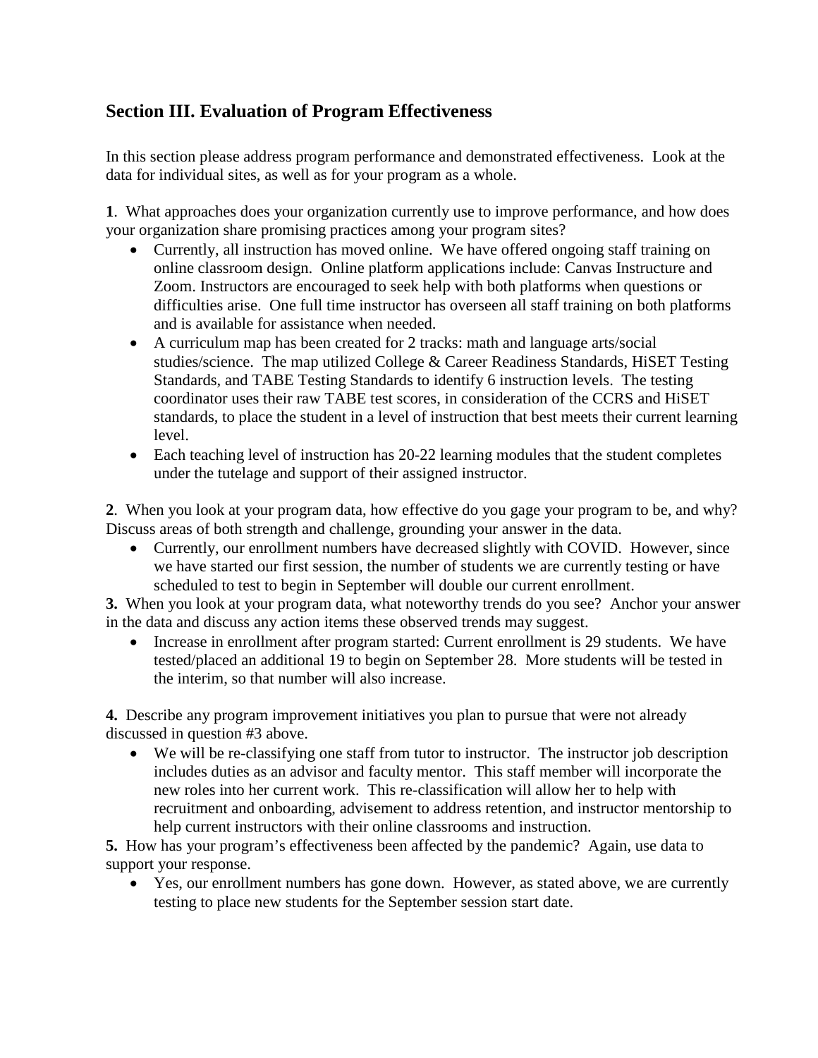## Section III. Evaluation of Program Effectiveness

In this section please address program performance and demonstrated effectiveness. Look at the data for individual sites, as well as for your program as a whole.

**1**. What approaches does your organization currently use to improve performance, and how does your organization share promising practices among your program sites?

- Currently, all instruction has moved online. We have offered ongoing staff training on online classroom design. Online platform applications include: Canvas Instructure and Zoom. Instructors are encouraged to seek help with both platforms when questions or difficulties arise. One full time instructor has overseen all staff training on both platforms and is available for assistance when needed.
- A curriculum map has been created for 2 tracks: math and language arts/social studies/science. The map utilized College & Career Readiness Standards, HiSET Testing Standards, and TABE Testing Standards to identify 6 instruction levels. The testing coordinator uses their raw TABE test scores, in consideration of the CCRS and HiSET standards, to place the student in a level of instruction that best meets their current learning level.
- Each teaching level of instruction has 20-22 learning modules that the student completes under the tutelage and support of their assigned instructor.

**2**. When you look at your program data, how effective do you gage your program to be, and why? Discuss areas of both strength and challenge, grounding your answer in the data.

- Currently, our enrollment numbers have decreased slightly with COVID. However, since we have started our first session, the number of students we are currently testing or have scheduled to test to begin in September will double our current enrollment.

**3.** When you look at your program data, what noteworthy trends do you see? Anchor your answer in the data and discuss any action items these observed trends may suggest.

- Increase in enrollment after program started: Current enrollment is 29 students. We have tested/placed an additional 19 to begin on September 28. More students will be tested in the interim, so that number will also increase.

**4.** Describe any program improvement initiatives you plan to pursue that were not already discussed in question #3 above.

- We will be re-classifying one staff from tutor to instructor. The instructor job description includes duties as an advisor and faculty mentor. This staff member will incorporate the new roles into her current work. This re-classification will allow her to help with recruitment and onboarding, advisement to address retention, and instructor mentorship to help current instructors with their online classrooms and instruction.

**5.** How has your program's effectiveness been affected by the pandemic? Again, use data to support your response.

- Yes, our enrollment numbers has gone down. However, as stated above, we are currently testing to place new students for the September session start date.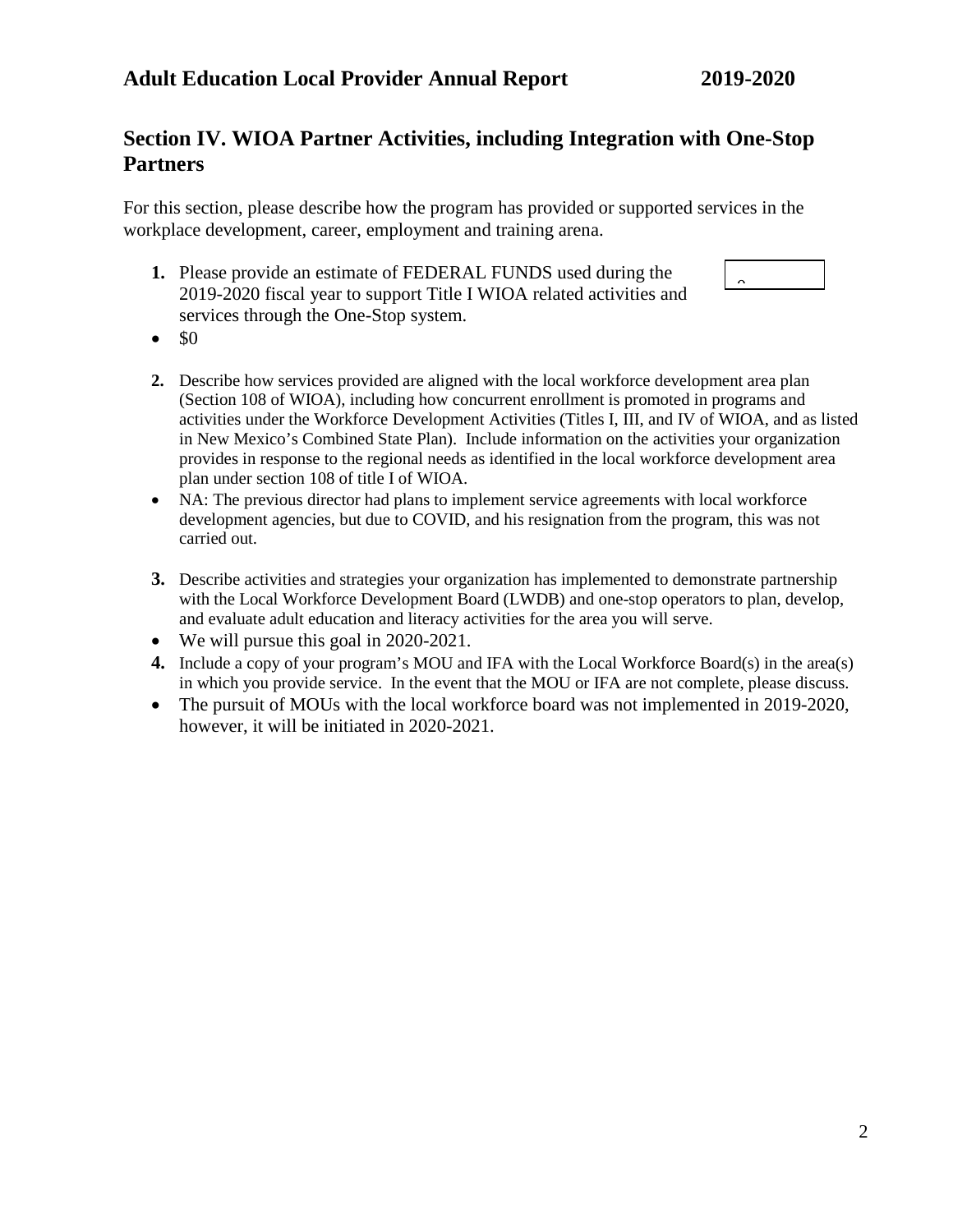## Section IV. WIOA Partner Activities, including Integration with One-Stop Partners

For this section, please describe how the program has provided or supported services in the workplace development, career, employment and training arena.

1. Please provide an estimate of FEDERAL FUNDS used during the 2019-2020 fiscal year to support Title I WIOA related activities and services through the One-Stop system.

- $0

2. Describe how services provided are aligned with the local workforce development area plan (Section 108 of WIOA), including how concurrent enrollment is promoted in programs and activities under the Workforce Development Activities (Titles I, III, and IV of WIOA, and as listed in New Mexico's Combined State Plan). Include information on the activities your organization provides in response to the regional needs as identified in the local workforce development area plan under section 108 of title I of WIOA.

- NA: The previous director had plans to implement service agreements with local workforce development agencies, but due to COVID, and his resignation from the program, this was not carried out.

3. Describe activities and strategies your organization has implemented to demonstrate partnership with the Local Workforce Development Board (LWDB) and one-stop operators to plan, develop, and evaluate adult education and literacy activities for the area you will serve.

- We will pursue this goal in 2020-2021.

4. Include a copy of your program's MOU and IFA with the Local Workforce Board(s) in the area(s) in which you provide service. In the event that the MOU or IFA are not complete, please discuss.

- The pursuit of MOUs with the local workforce board was not implemented in 2019-2020, however, it will be initiated in 2020-2021.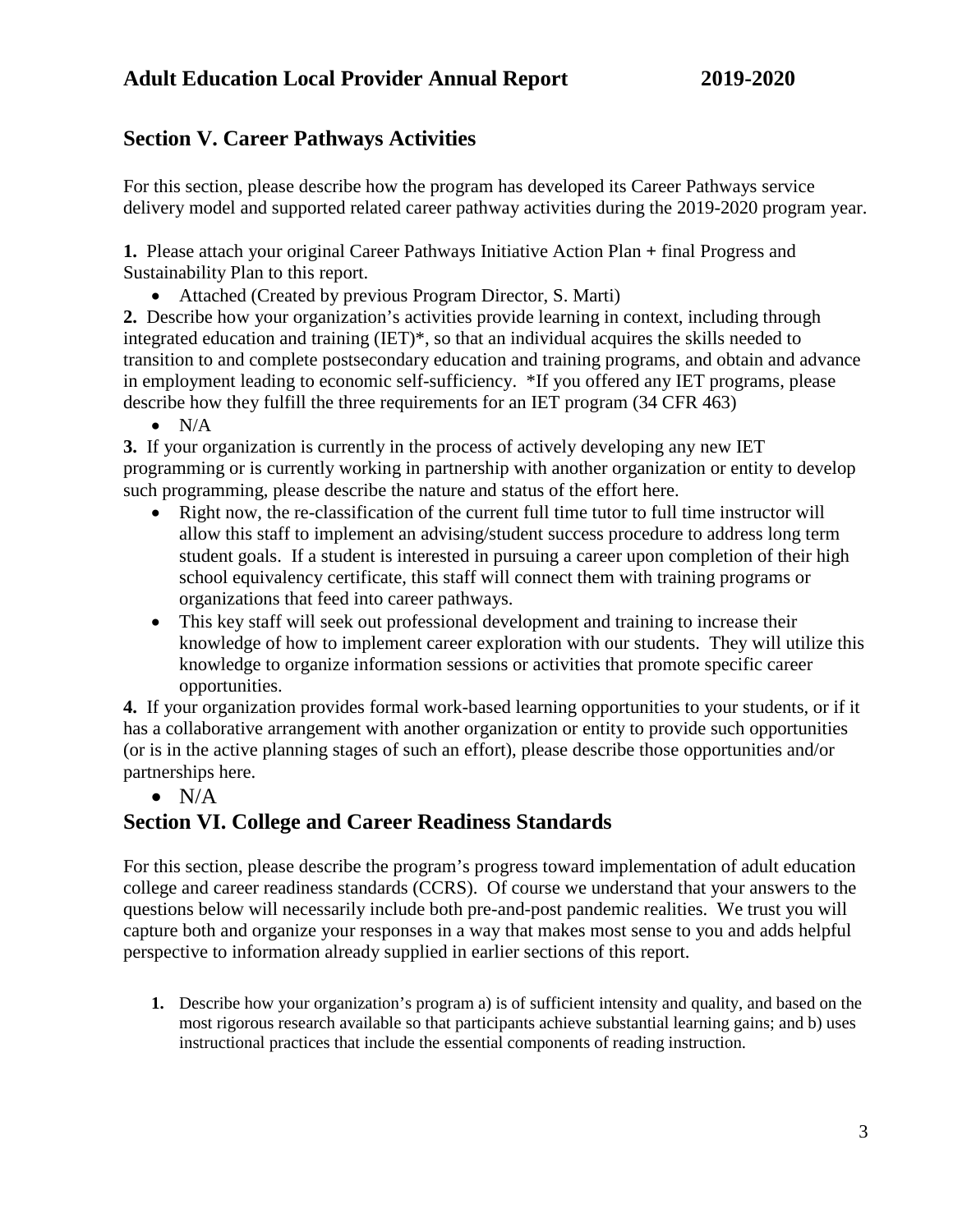## Section V. Career Pathways Activities

For this section, please describe how the program has developed its Career Pathways service delivery model and supported related career pathway activities during the 2019-2020 program year.

**1.** Please attach your original Career Pathways Initiative Action Plan **+** final Progress and Sustainability Plan to this report.

- Attached (Created by previous Program Director, S. Marti)

**2.** Describe how your organization's activities provide learning in context, including through integrated education and training (IET)*, so that an individual acquires the skills needed to transition to and complete postsecondary education and training programs, and obtain and advance in employment leading to economic self-sufficiency. *If you offered any IET programs, please describe how they fulfill the three requirements for an IET program (34 CFR 463)

- N/A

**3.** If your organization is currently in the process of actively developing any new IET programming or is currently working in partnership with another organization or entity to develop such programming, please describe the nature and status of the effort here.

- Right now, the re-classification of the current full time tutor to full time instructor will allow this staff to implement an advising/student success procedure to address long term student goals. If a student is interested in pursuing a career upon completion of their high school equivalency certificate, this staff will connect them with training programs or organizations that feed into career pathways.
- This key staff will seek out professional development and training to increase their knowledge of how to implement career exploration with our students. They will utilize this knowledge to organize information sessions or activities that promote specific career opportunities.

**4.** If your organization provides formal work-based learning opportunities to your students, or if it has a collaborative arrangement with another organization or entity to provide such opportunities (or is in the active planning stages of such an effort), please describe those opportunities and/or partnerships here.

- N/A

## Section VI. College and Career Readiness Standards

For this section, please describe the program's progress toward implementation of adult education college and career readiness standards (CCRS). Of course we understand that your answers to the questions below will necessarily include both pre-and-post pandemic realities. We trust you will capture both and organize your responses in a way that makes most sense to you and adds helpful perspective to information already supplied in earlier sections of this report.

1. Describe how your organization's program a) is of sufficient intensity and quality, and based on the most rigorous research available so that participants achieve substantial learning gains; and b) uses instructional practices that include the essential components of reading instruction.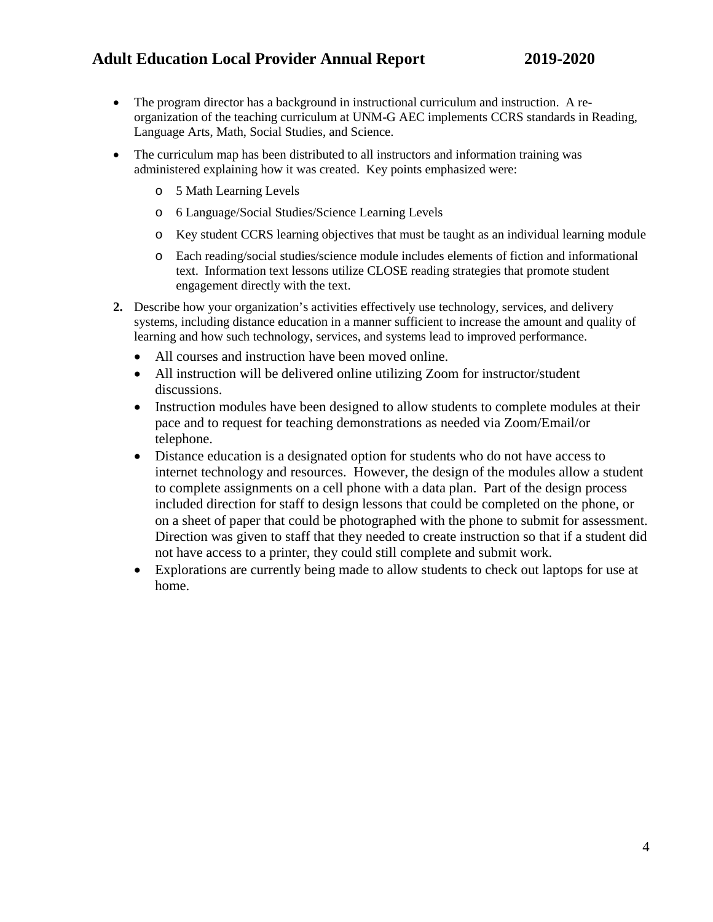- The program director has a background in instructional curriculum and instruction. A re-organization of the teaching curriculum at UNM-G AEC implements CCRS standards in Reading, Language Arts, Math, Social Studies, and Science.
- The curriculum map has been distributed to all instructors and information training was administered explaining how it was created. Key points emphasized were:
  - 5 Math Learning Levels
  - 6 Language/Social Studies/Science Learning Levels
  - Key student CCRS learning objectives that must be taught as an individual learning module
  - Each reading/social studies/science module includes elements of fiction and informational text. Information text lessons utilize CLOSE reading strategies that promote student engagement directly with the text.

**2.** Describe how your organization's activities effectively use technology, services, and delivery systems, including distance education in a manner sufficient to increase the amount and quality of learning and how such technology, services, and systems lead to improved performance.

- All courses and instruction have been moved online.
- All instruction will be delivered online utilizing Zoom for instructor/student discussions.
- Instruction modules have been designed to allow students to complete modules at their pace and to request for teaching demonstrations as needed via Zoom/Email/or telephone.
- Distance education is a designated option for students who do not have access to internet technology and resources. However, the design of the modules allow a student to complete assignments on a cell phone with a data plan. Part of the design process included direction for staff to design lessons that could be completed on the phone, or on a sheet of paper that could be photographed with the phone to submit for assessment. Direction was given to staff that they needed to create instruction so that if a student did not have access to a printer, they could still complete and submit work.
- Explorations are currently being made to allow students to check out laptops for use at home.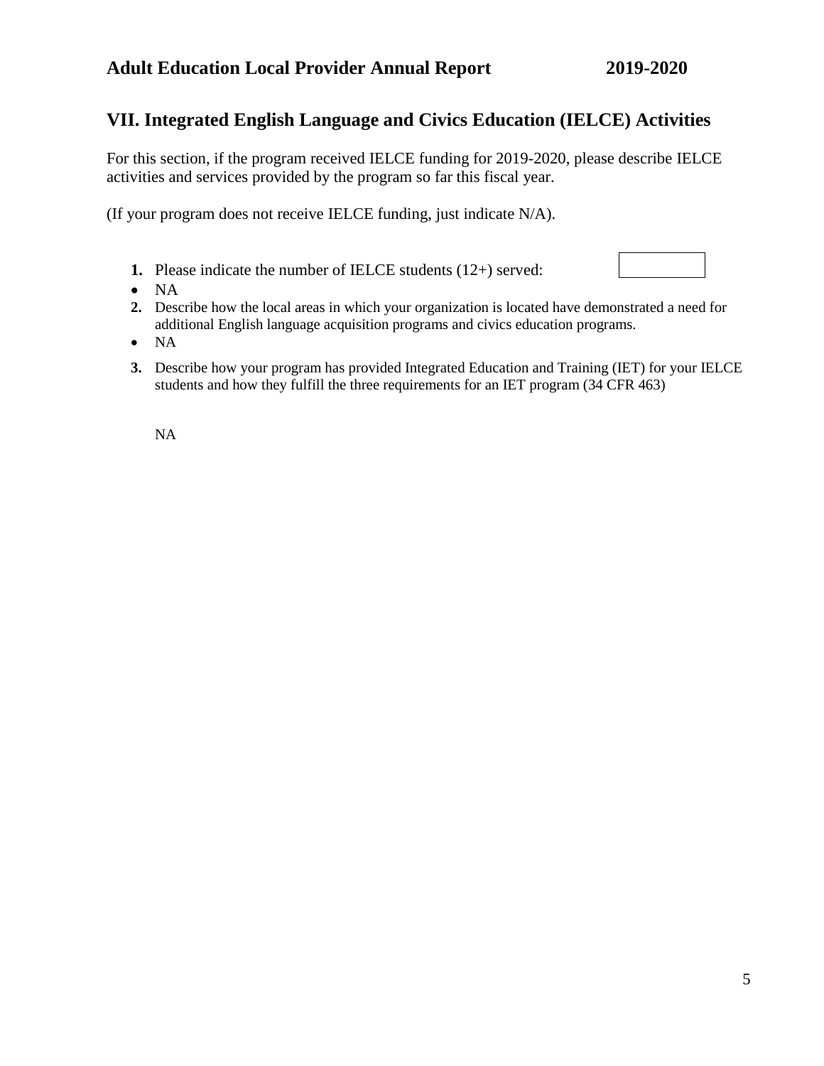## VII. Integrated English Language and Civics Education (IELCE) Activities

For this section, if the program received IELCE funding for 2019-2020, please describe IELCE activities and services provided by the program so far this fiscal year.

(If your program does not receive IELCE funding, just indicate N/A).

1. **Please** indicate the number of IELCE students (12+) served:

- NA

2. Describe how the local areas in which your organization is located have demonstrated a need for additional English language acquisition programs and civics education programs.

- NA

3. Describe how your program has provided Integrated Education and Training (IET) for your IELCE students and how they fulfill the three requirements for an IET program (34 CFR 463)

NA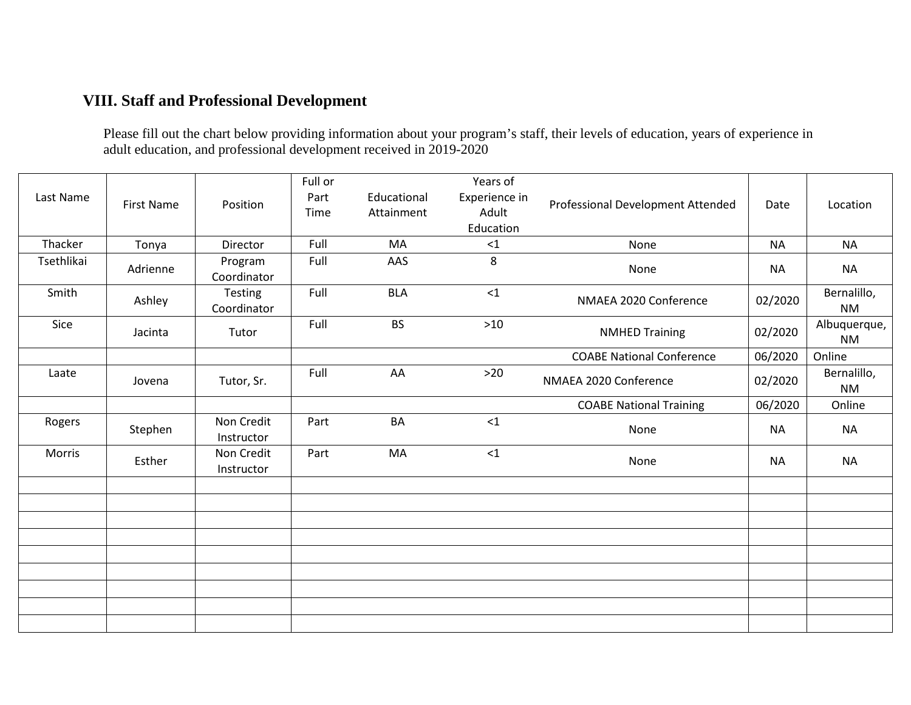### VIII. Staff and Professional Development

Please fill out the chart below providing information about your program's staff, their levels of education, years of experience in adult education, and professional development received in 2019-2020

| Last Name | First Name | Position | Full or Part Time | Educational Attainment | Years of Experience in Adult Education | Professional Development Attended | Date | Location |
|---|---|---|---|---|---|---|---|---|
| Thacker | Tonya | Director | Full | MA | <1 | None | NA | NA |
| Tsethlikai | Adrienne | Program Coordinator | Full | AAS | 8 | None | NA | NA |
| Smith | Ashley | Testing Coordinator | Full | BLA | <1 | NMAEA 2020 Conference | 02/2020 | Bernalillo, NM |
| Sice | Jacinta | Tutor | Full | BS | >10 | NMHED Training | 02/2020 | Albuquerque, NM |
| | | | | | | COABE National Conference | 06/2020 | Online |
| Laate | Jovena | Tutor, Sr. | Full | AA | >20 | NMAEA 2020 Conference | 02/2020 | Bernalillo, NM |
| | | | | | | COABE National Training | 06/2020 | Online |
| Rogers | Stephen | Non Credit Instructor | Part | BA | <1 | None | NA | NA |
| Morris | Esther | Non Credit Instructor | Part | MA | <1 | None | NA | NA |
| | | | | | | | | |
| | | | | | | | | |
| | | | | | | | | |
| | | | | | | | | |
| | | | | | | | | |
| | | | | | | | | |
| | | | | | | | | |
| | | | | | | | | |
| | | | | | | | | |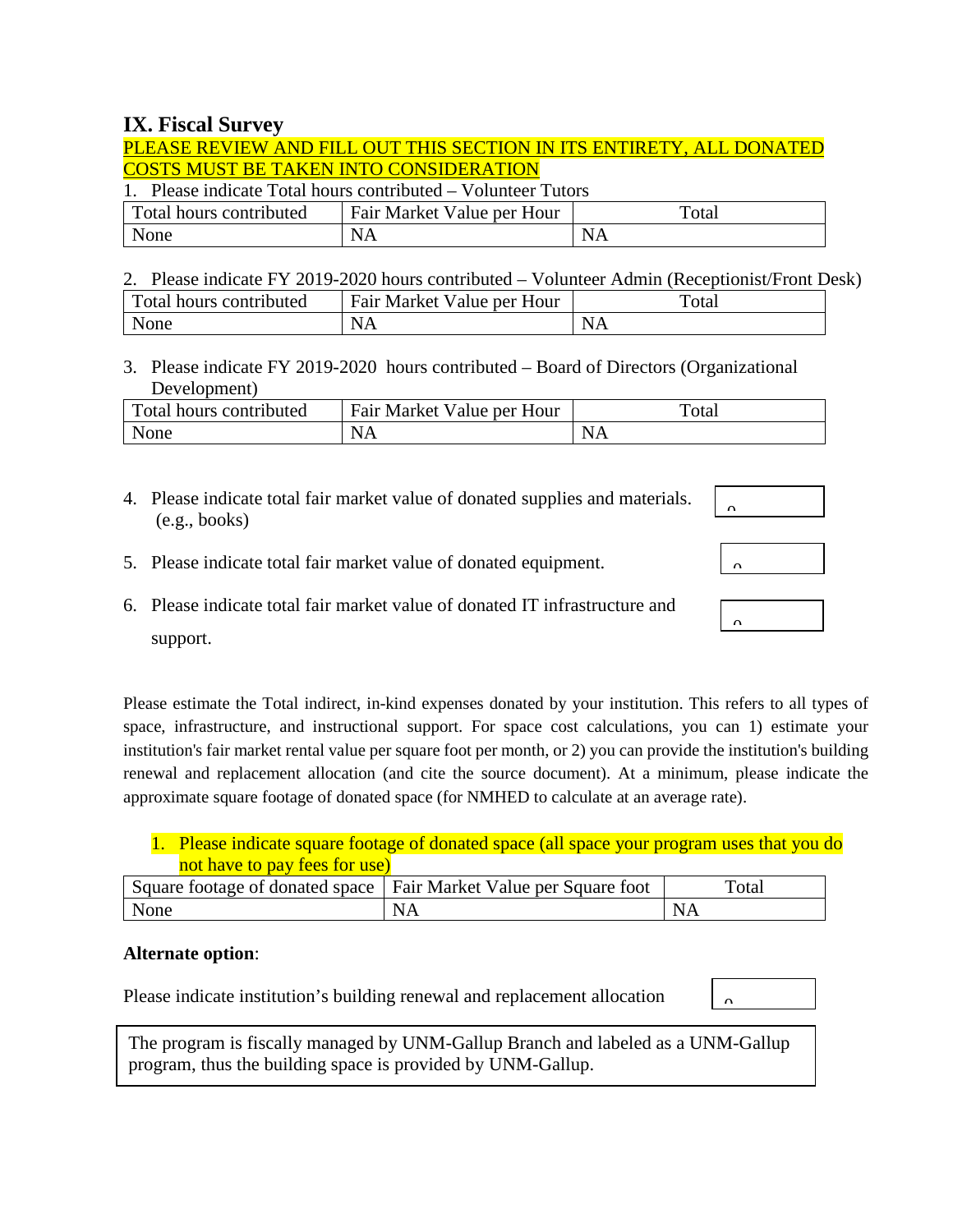## IX. Fiscal Survey

PLEASE REVIEW AND FILL OUT THIS SECTION IN ITS ENTIRETY, ALL DONATED COSTS MUST BE TAKEN INTO CONSIDERATION

1. Please indicate Total hours contributed – Volunteer Tutors

| Total hours contributed | Fair Market Value per Hour | Total |
|---|---|---|
| None | NA | NA |

2. Please indicate FY 2019-2020 hours contributed – Volunteer Admin (Receptionist/Front Desk)

| Total hours contributed | Fair Market Value per Hour | Total |
|---|---|---|
| None | NA | NA |

3. Please indicate FY 2019-2020 hours contributed – Board of Directors (Organizational Development)

| Total hours contributed | Fair Market Value per Hour | Total |
|---|---|---|
| None | NA | NA |

4. Please indicate total fair market value of donated supplies and materials. (e.g., books) — 0

5. Please indicate total fair market value of donated equipment. — 0

6. Please indicate total fair market value of donated IT infrastructure and support. — 0

Please estimate the Total indirect, in-kind expenses donated by your institution. This refers to all types of space, infrastructure, and instructional support. For space cost calculations, you can 1) estimate your institution's fair market rental value per square foot per month, or 2) you can provide the institution's building renewal and replacement allocation (and cite the source document). At a minimum, please indicate the approximate square footage of donated space (for NMHED to calculate at an average rate).

1. Please indicate square footage of donated space (all space your program uses that you do not have to pay fees for use)

| Square footage of donated space | Fair Market Value per Square foot | Total |
|---|---|---|
| None | NA | NA |

**Alternate option**:

Please indicate institution's building renewal and replacement allocation — 0

The program is fiscally managed by UNM-Gallup Branch and labeled as a UNM-Gallup program, thus the building space is provided by UNM-Gallup.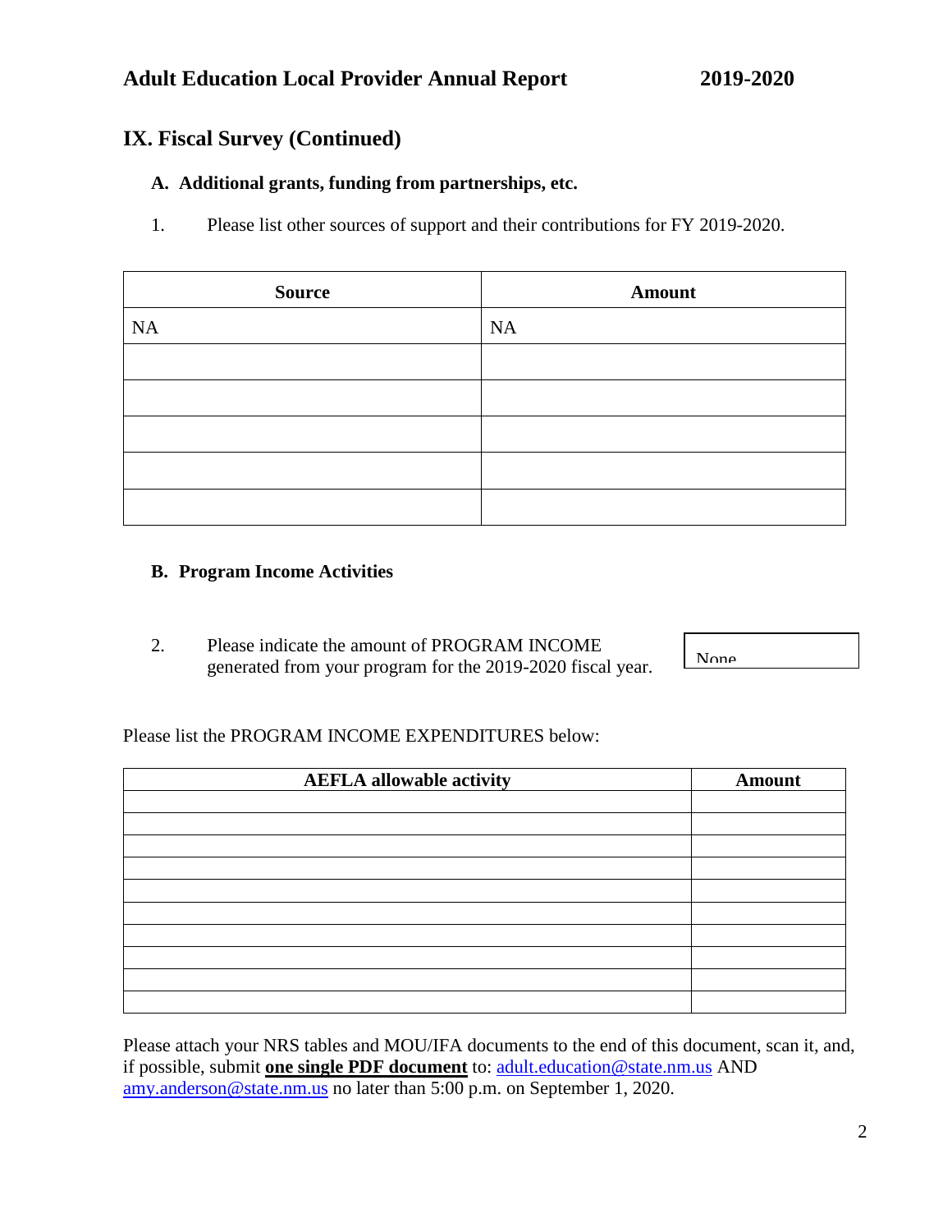# Adult Education Local Provider Annual Report 2019-2020

## IX. Fiscal Survey (Continued)

### A. Additional grants, funding from partnerships, etc.

1. Please list other sources of support and their contributions for FY 2019-2020.

| Source | Amount |
|---|---|
| NA | NA |
| | |
| | |
| | |
| | |
| | |

### B. Program Income Activities

2. Please indicate the amount of PROGRAM INCOME generated from your program for the 2019-2020 fiscal year. None

Please list the PROGRAM INCOME EXPENDITURES below:

| AEFLA allowable activity | Amount |
|---|---|
| | |
| | |
| | |
| | |
| | |
| | |
| | |
| | |
| | |
| | |

Please attach your NRS tables and MOU/IFA documents to the end of this document, scan it, and, if possible, submit **one single PDF document** to: adult.education@state.nm.us AND amy.anderson@state.nm.us no later than 5:00 p.m. on September 1, 2020.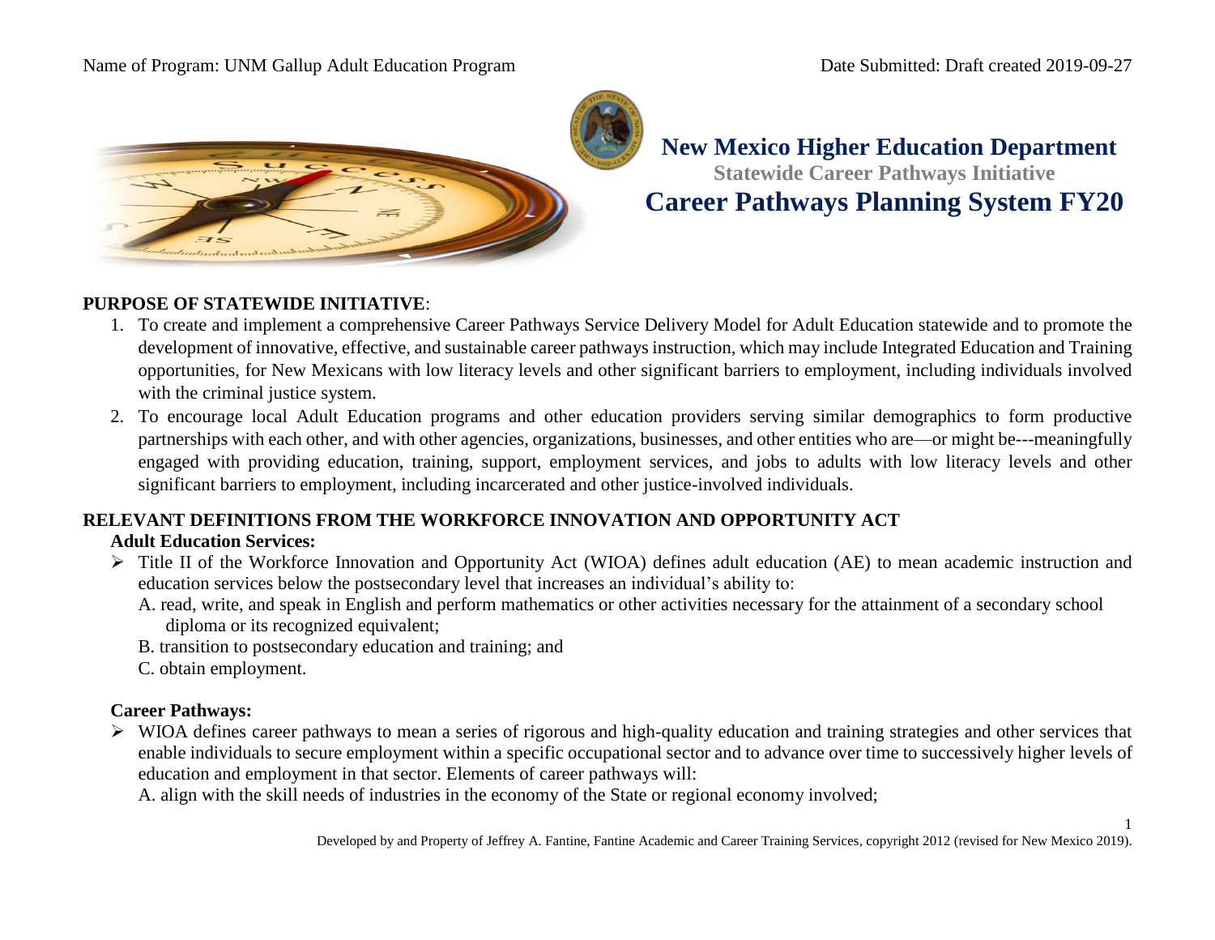Name of Program: UNM Gallup Adult Education Program

Date Submitted: Draft created 2019-09-27

# New Mexico Higher Education Department

**Statewide Career Pathways Initiative**

# Career Pathways Planning System FY20

**PURPOSE OF STATEWIDE INITIATIVE**:

1. To create and implement a comprehensive Career Pathways Service Delivery Model for Adult Education statewide and to promote the development of innovative, effective, and sustainable career pathways instruction, which may include Integrated Education and Training opportunities, for New Mexicans with low literacy levels and other significant barriers to employment, including individuals involved with the criminal justice system.
2. To encourage local Adult Education programs and other education providers serving similar demographics to form productive partnerships with each other, and with other agencies, organizations, businesses, and other entities who are—or might be---meaningfully engaged with providing education, training, support, employment services, and jobs to adults with low literacy levels and other significant barriers to employment, including incarcerated and other justice-involved individuals.

**RELEVANT DEFINITIONS FROM THE WORKFORCE INNOVATION AND OPPORTUNITY ACT**

**Adult Education Services:**

- Title II of the Workforce Innovation and Opportunity Act (WIOA) defines adult education (AE) to mean academic instruction and education services below the postsecondary level that increases an individual's ability to:

  A. read, write, and speak in English and perform mathematics or other activities necessary for the attainment of a secondary school diploma or its recognized equivalent;

  B. transition to postsecondary education and training; and

  C. obtain employment.

**Career Pathways:**

- WIOA defines career pathways to mean a series of rigorous and high-quality education and training strategies and other services that enable individuals to secure employment within a specific occupational sector and to advance over time to successively higher levels of education and employment in that sector. Elements of career pathways will:

  A. align with the skill needs of industries in the economy of the State or regional economy involved;

Developed by and Property of Jeffrey A. Fantine, Fantine Academic and Career Training Services, copyright 2012 (revised for New Mexico 2019).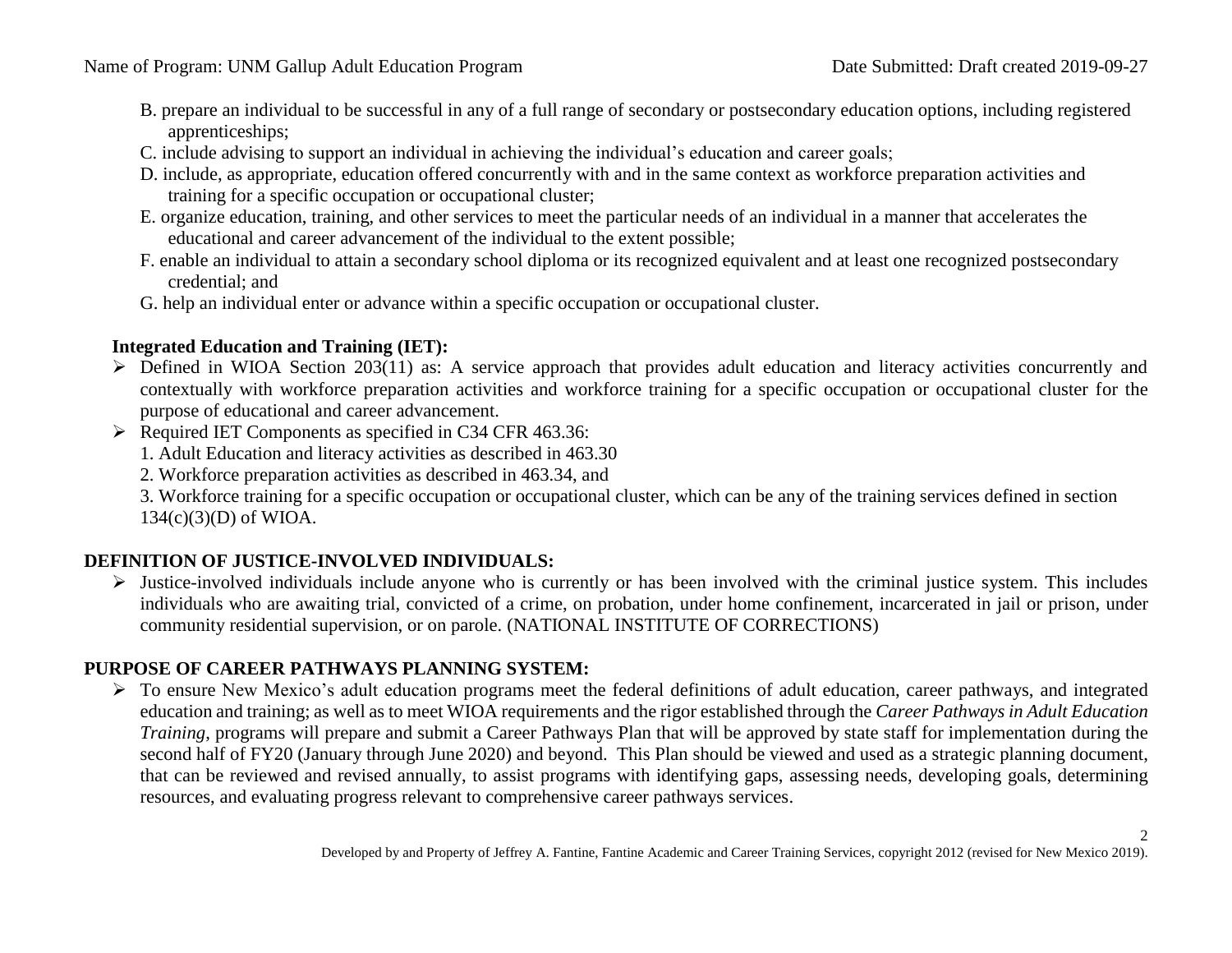B. prepare an individual to be successful in any of a full range of secondary or postsecondary education options, including registered apprenticeships;

C. include advising to support an individual in achieving the individual's education and career goals;

D. include, as appropriate, education offered concurrently with and in the same context as workforce preparation activities and training for a specific occupation or occupational cluster;

E. organize education, training, and other services to meet the particular needs of an individual in a manner that accelerates the educational and career advancement of the individual to the extent possible;

F. enable an individual to attain a secondary school diploma or its recognized equivalent and at least one recognized postsecondary credential; and

G. help an individual enter or advance within a specific occupation or occupational cluster.

**Integrated Education and Training (IET):**

- Defined in WIOA Section 203(11) as: A service approach that provides adult education and literacy activities concurrently and contextually with workforce preparation activities and workforce training for a specific occupation or occupational cluster for the purpose of educational and career advancement.
- Required IET Components as specified in C34 CFR 463.36:
  1. Adult Education and literacy activities as described in 463.30
  2. Workforce preparation activities as described in 463.34, and
  3. Workforce training for a specific occupation or occupational cluster, which can be any of the training services defined in section 134(c)(3)(D) of WIOA.

## DEFINITION OF JUSTICE-INVOLVED INDIVIDUALS:

- Justice-involved individuals include anyone who is currently or has been involved with the criminal justice system. This includes individuals who are awaiting trial, convicted of a crime, on probation, under home confinement, incarcerated in jail or prison, under community residential supervision, or on parole. (NATIONAL INSTITUTE OF CORRECTIONS)

## PURPOSE OF CAREER PATHWAYS PLANNING SYSTEM:

- To ensure New Mexico's adult education programs meet the federal definitions of adult education, career pathways, and integrated education and training; as well as to meet WIOA requirements and the rigor established through the *Career Pathways in Adult Education Training*, programs will prepare and submit a Career Pathways Plan that will be approved by state staff for implementation during the second half of FY20 (January through June 2020) and beyond. This Plan should be viewed and used as a strategic planning document, that can be reviewed and revised annually, to assist programs with identifying gaps, assessing needs, developing goals, determining resources, and evaluating progress relevant to comprehensive career pathways services.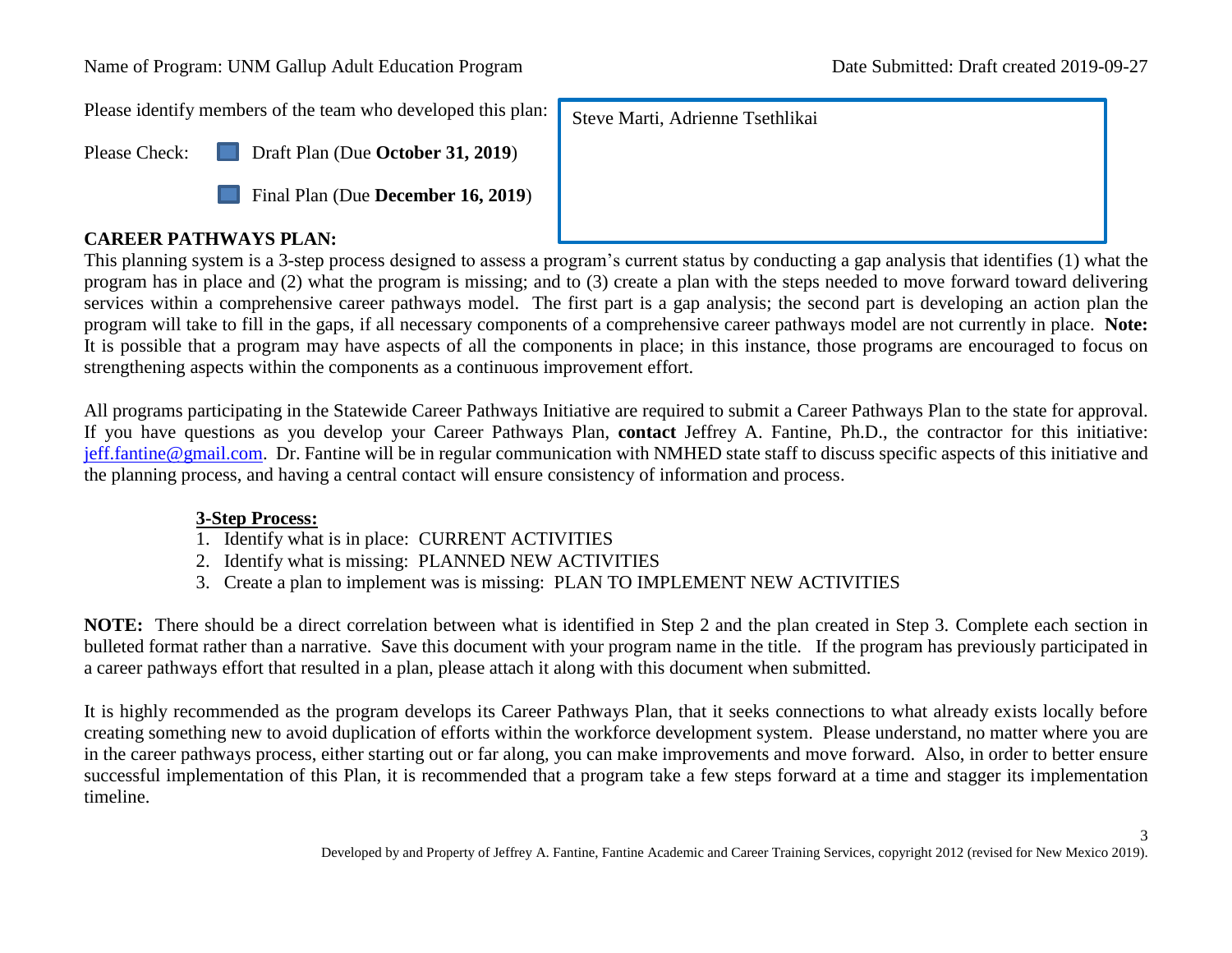Name of Program: UNM Gallup Adult Education Program

Date Submitted: Draft created 2019-09-27

Please identify members of the team who developed this plan: Steve Marti, Adrienne Tsethlikai

Please Check: Draft Plan (Due **October 31, 2019**)

Final Plan (Due **December 16, 2019**)

**CAREER PATHWAYS PLAN:**

This planning system is a 3-step process designed to assess a program's current status by conducting a gap analysis that identifies (1) what the program has in place and (2) what the program is missing; and to (3) create a plan with the steps needed to move forward toward delivering services within a comprehensive career pathways model. The first part is a gap analysis; the second part is developing an action plan the program will take to fill in the gaps, if all necessary components of a comprehensive career pathways model are not currently in place. **Note:** It is possible that a program may have aspects of all the components in place; in this instance, those programs are encouraged to focus on strengthening aspects within the components as a continuous improvement effort.

All programs participating in the Statewide Career Pathways Initiative are required to submit a Career Pathways Plan to the state for approval. If you have questions as you develop your Career Pathways Plan, **contact** Jeffrey A. Fantine, Ph.D., the contractor for this initiative: jeff.fantine@gmail.com. Dr. Fantine will be in regular communication with NMHED state staff to discuss specific aspects of this initiative and the planning process, and having a central contact will ensure consistency of information and process.

**3-Step Process:**

1. Identify what is in place: CURRENT ACTIVITIES
2. Identify what is missing: PLANNED NEW ACTIVITIES
3. Create a plan to implement was is missing: PLAN TO IMPLEMENT NEW ACTIVITIES

**NOTE:** There should be a direct correlation between what is identified in Step 2 and the plan created in Step 3. Complete each section in bulleted format rather than a narrative. Save this document with your program name in the title. If the program has previously participated in a career pathways effort that resulted in a plan, please attach it along with this document when submitted.

It is highly recommended as the program develops its Career Pathways Plan, that it seeks connections to what already exists locally before creating something new to avoid duplication of efforts within the workforce development system. Please understand, no matter where you are in the career pathways process, either starting out or far along, you can make improvements and move forward. Also, in order to better ensure successful implementation of this Plan, it is recommended that a program take a few steps forward at a time and stagger its implementation timeline.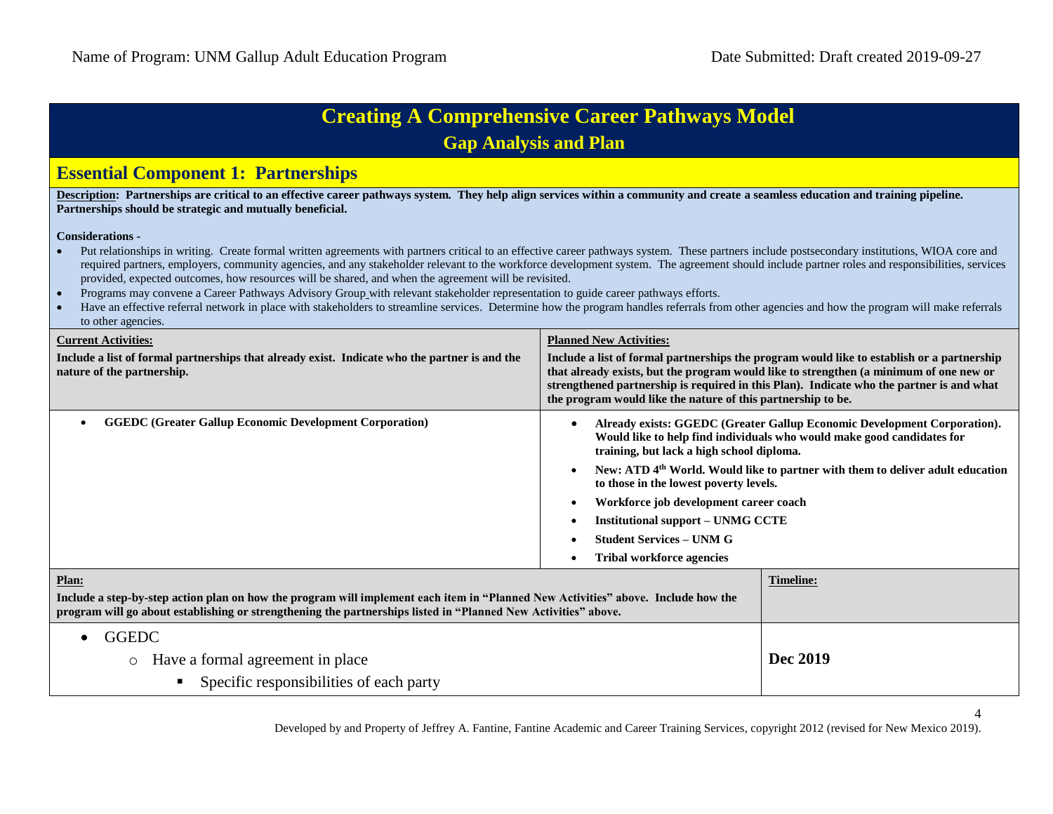Name of Program: UNM Gallup Adult Education Program

Date Submitted: Draft created 2019-09-27

# Creating A Comprehensive Career Pathways Model

## Gap Analysis and Plan

## Essential Component 1: Partnerships

**Description: Partnerships are critical to an effective career pathways system. They help align services within a community and create a seamless education and training pipeline. Partnerships should be strategic and mutually beneficial.**

**Considerations -**

- Put relationships in writing. Create formal written agreements with partners critical to an effective career pathways system. These partners include postsecondary institutions, WIOA core and required partners, employers, community agencies, and any stakeholder relevant to the workforce development system. The agreement should include partner roles and responsibilities, services provided, expected outcomes, how resources will be shared, and when the agreement will be revisited.
- Programs may convene a Career Pathways Advisory Group with relevant stakeholder representation to guide career pathways efforts.
- Have an effective referral network in place with stakeholders to streamline services. Determine how the program handles referrals from other agencies and how the program will make referrals to other agencies.

| **Current Activities:** Include a list of formal partnerships that already exist. Indicate who the partner is and the nature of the partnership. | **Planned New Activities:** Include a list of formal partnerships the program would like to establish or a partnership that already exists, but the program would like to strengthen (a minimum of one new or strengthened partnership is required in this Plan). Indicate who the partner is and what the program would like the nature of this partnership to be. |
|---|---|
| • **GGEDC (Greater Gallup Economic Development Corporation)** | • **Already exists: GGEDC (Greater Gallup Economic Development Corporation). Would like to help find individuals who would make good candidates for training, but lack a high school diploma.**<br>• **New: ATD 4th World. Would like to partner with them to deliver adult education to those in the lowest poverty levels.**<br>• **Workforce job development career coach**<br>• **Institutional support – UNMG CCTE**<br>• **Student Services – UNM G**<br>• **Tribal workforce agencies** |

| **Plan:** Include a step-by-step action plan on how the program will implement each item in "Planned New Activities" above. Include how the program will go about establishing or strengthening the partnerships listed in "Planned New Activities" above. | **Timeline:** |
|---|---|
| • GGEDC<br>&nbsp;&nbsp;&nbsp;&nbsp;○ Have a formal agreement in place<br>&nbsp;&nbsp;&nbsp;&nbsp;&nbsp;&nbsp;&nbsp;&nbsp;▪ Specific responsibilities of each party | **Dec 2019** |

Developed by and Property of Jeffrey A. Fantine, Fantine Academic and Career Training Services, copyright 2012 (revised for New Mexico 2019).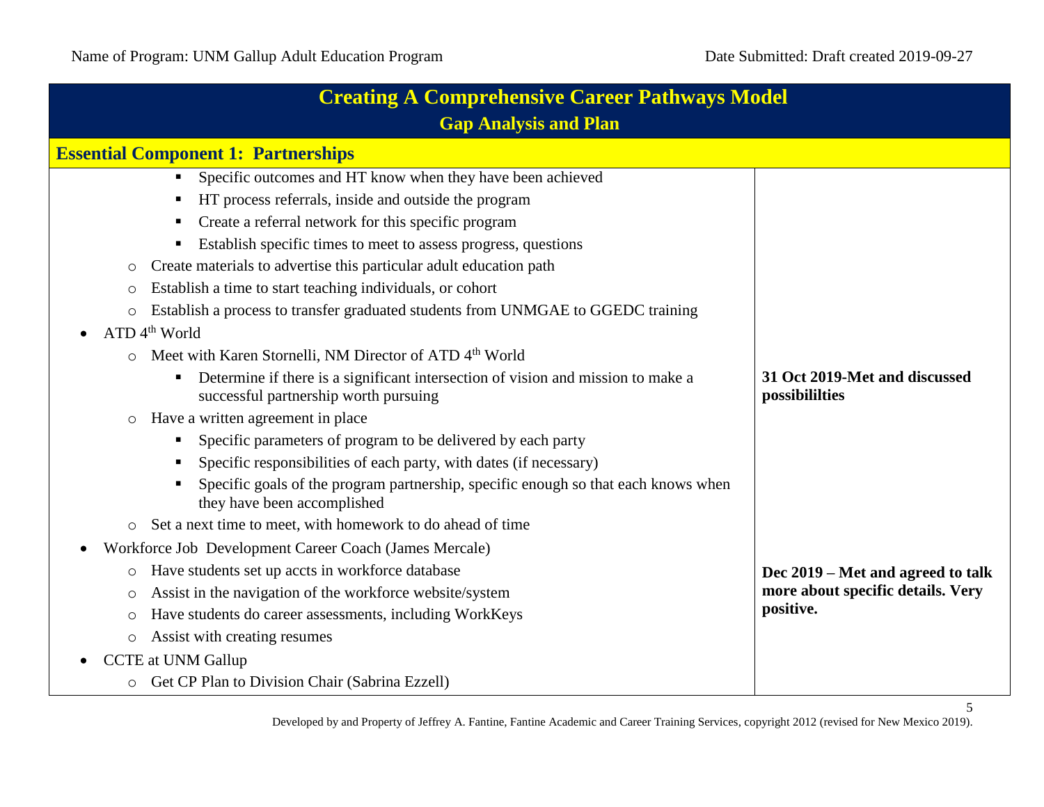Name of Program: UNM Gallup Adult Education Program

Date Submitted: Draft created 2019-09-27

# Creating A Comprehensive Career Pathways Model

## Gap Analysis and Plan

### Essential Component 1: Partnerships

| | |
|---|---|
| ▪ Specific outcomes and HT know when they have been achieved<br>▪ HT process referrals, inside and outside the program<br>▪ Create a referral network for this specific program<br>▪ Establish specific times to meet to assess progress, questions<br>○ Create materials to advertise this particular adult education path<br>○ Establish a time to start teaching individuals, or cohort<br>○ Establish a process to transfer graduated students from UNMGAE to GGEDC training | |
| • ATD 4th World<br>○ Meet with Karen Stornelli, NM Director of ATD 4th World<br>▪ Determine if there is a significant intersection of vision and mission to make a successful partnership worth pursuing<br>○ Have a written agreement in place<br>▪ Specific parameters of program to be delivered by each party<br>▪ Specific responsibilities of each party, with dates (if necessary)<br>▪ Specific goals of the program partnership, specific enough so that each knows when they have been accomplished<br>○ Set a next time to meet, with homework to do ahead of time | **31 Oct 2019-Met and discussed possibililties** |
| • Workforce Job Development Career Coach (James Mercale)<br>○ Have students set up accts in workforce database<br>○ Assist in the navigation of the workforce website/system<br>○ Have students do career assessments, including WorkKeys<br>○ Assist with creating resumes | **Dec 2019 – Met and agreed to talk more about specific details. Very positive.** |
| • CCTE at UNM Gallup<br>○ Get CP Plan to Division Chair (Sabrina Ezzell) | |

Developed by and Property of Jeffrey A. Fantine, Fantine Academic and Career Training Services, copyright 2012 (revised for New Mexico 2019).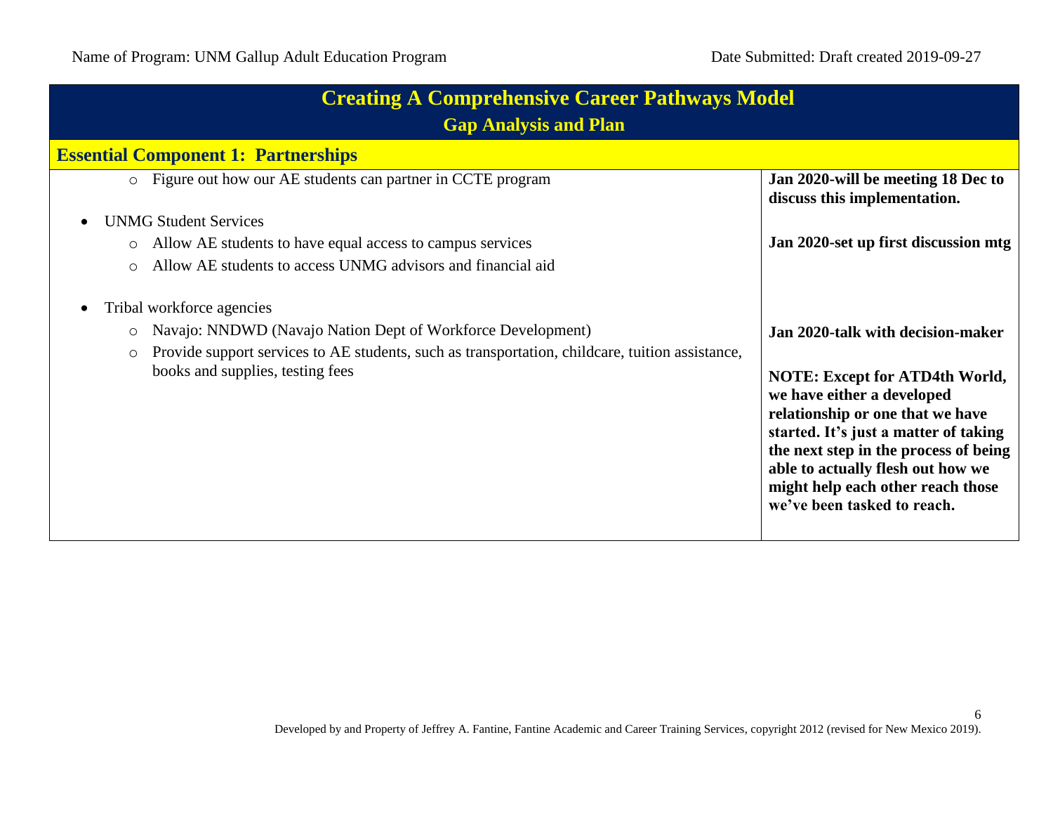Name of Program: UNM Gallup Adult Education Program

Date Submitted: Draft created 2019-09-27

## Creating A Comprehensive Career Pathways Model

### Gap Analysis and Plan

| Essential Component 1: Partnerships | |
|---|---|
| ◦ Figure out how our AE students can partner in CCTE program | **Jan 2020-will be meeting 18 Dec to discuss this implementation.** |
| • UNMG Student Services<br>◦ Allow AE students to have equal access to campus services<br>◦ Allow AE students to access UNMG advisors and financial aid | **Jan 2020-set up first discussion mtg** |
| • Tribal workforce agencies<br>◦ Navajo: NNDWD (Navajo Nation Dept of Workforce Development)<br>◦ Provide support services to AE students, such as transportation, childcare, tuition assistance, books and supplies, testing fees | **Jan 2020-talk with decision-maker**<br><br>**NOTE: Except for ATD4th World, we have either a developed relationship or one that we have started. It's just a matter of taking the next step in the process of being able to actually flesh out how we might help each other reach those we've been tasked to reach.** |

Developed by and Property of Jeffrey A. Fantine, Fantine Academic and Career Training Services, copyright 2012 (revised for New Mexico 2019).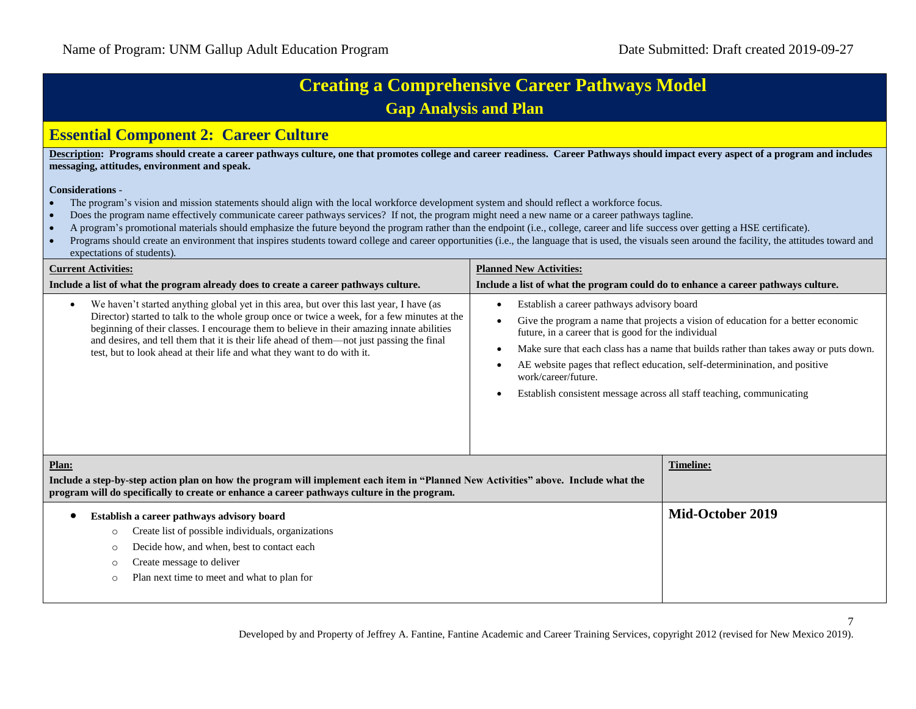Name of Program: UNM Gallup Adult Education Program Date Submitted: Draft created 2019-09-27

# Creating a Comprehensive Career Pathways Model

## Gap Analysis and Plan

## Essential Component 2: Career Culture

**Description: Programs should create a career pathways culture, one that promotes college and career readiness. Career Pathways should impact every aspect of a program and includes messaging, attitudes, environment and speak.**

**Considerations** -

- The program's vision and mission statements should align with the local workforce development system and should reflect a workforce focus.
- Does the program name effectively communicate career pathways services? If not, the program might need a new name or a career pathways tagline.
- A program's promotional materials should emphasize the future beyond the program rather than the endpoint (i.e., college, career and life success over getting a HSE certificate).
- Programs should create an environment that inspires students toward college and career opportunities (i.e., the language that is used, the visuals seen around the facility, the attitudes toward and expectations of students).

| **Current Activities:** Include a list of what the program already does to create a career pathways culture. | **Planned New Activities:** Include a list of what the program could do to enhance a career pathways culture. |
|---|---|
| • We haven't started anything global yet in this area, but over this last year, I have (as Director) started to talk to the whole group once or twice a week, for a few minutes at the beginning of their classes. I encourage them to believe in their amazing innate abilities and desires, and tell them that it is their life ahead of them—not just passing the final test, but to look ahead at their life and what they want to do with it. | • Establish a career pathways advisory board<br>• Give the program a name that projects a vision of education for a better economic future, in a career that is good for the individual<br>• Make sure that each class has a name that builds rather than takes away or puts down.<br>• AE website pages that reflect education, self-determinination, and positive work/career/future.<br>• Establish consistent message across all staff teaching, communicating |

| **Plan:** Include a step-by-step action plan on how the program will implement each item in "Planned New Activities" above. Include what the program will do specifically to create or enhance a career pathways culture in the program. | **Timeline:** |
|---|---|
| • **Establish a career pathways advisory board**<br>  ○ Create list of possible individuals, organizations<br>  ○ Decide how, and when, best to contact each<br>  ○ Create message to deliver<br>  ○ Plan next time to meet and what to plan for | **Mid-October 2019** |

Developed by and Property of Jeffrey A. Fantine, Fantine Academic and Career Training Services, copyright 2012 (revised for New Mexico 2019).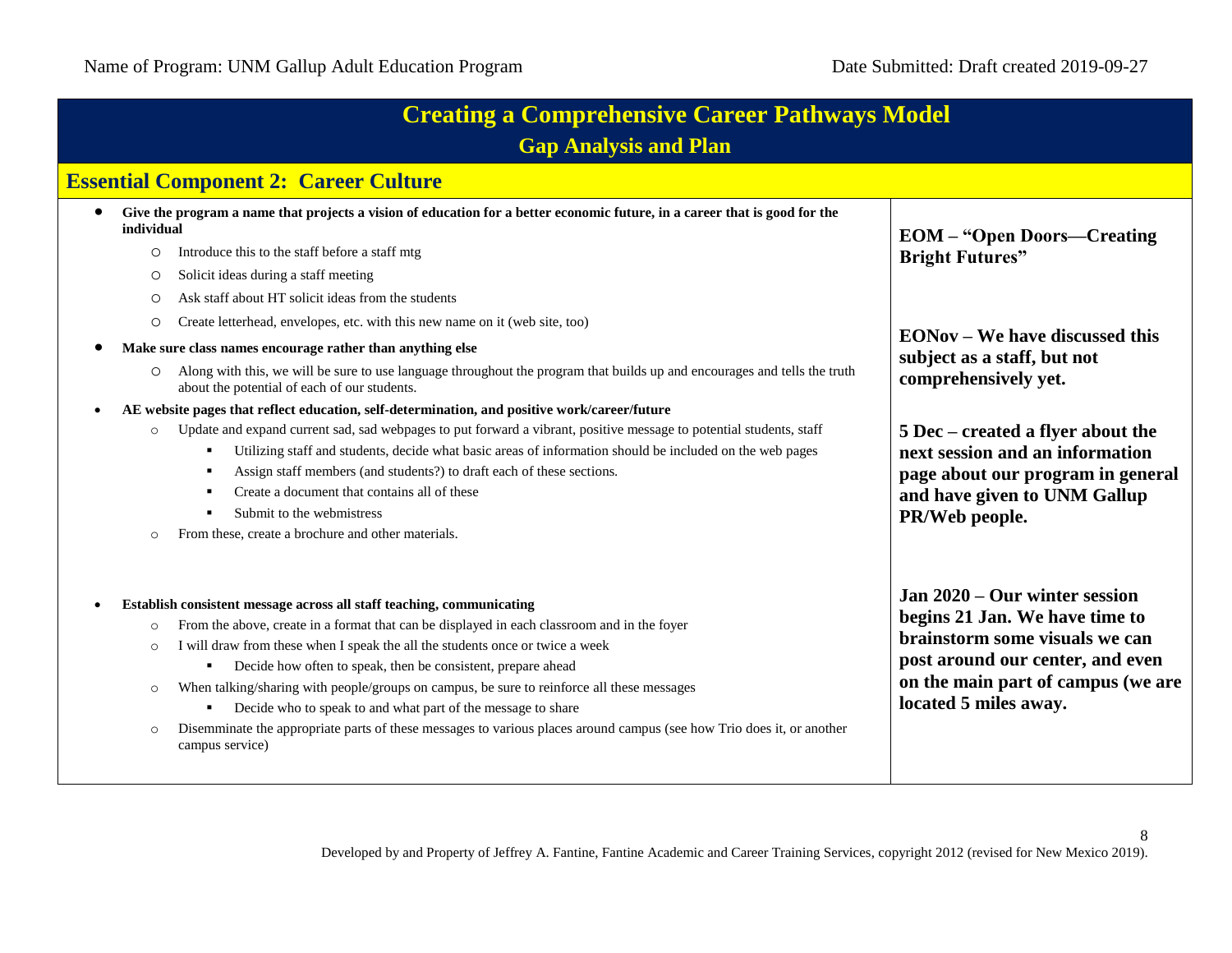Name of Program: UNM Gallup Adult Education Program | Date Submitted: Draft created 2019-09-27

# Creating a Comprehensive Career Pathways Model

## Gap Analysis and Plan

## Essential Component 2: Career Culture

| Plan | Progress |
|---|---|
| • **Give the program a name that projects a vision of education for a better economic future, in a career that is good for the individual**<br>  ○ Introduce this to the staff before a staff mtg<br>  ○ Solicit ideas during a staff meeting<br>  ○ Ask staff about HT solicit ideas from the students<br>  ○ Create letterhead, envelopes, etc. with this new name on it (web site, too) | **EOM – "Open Doors—Creating Bright Futures"** |
| • **Make sure class names encourage rather than anything else**<br>  ○ Along with this, we will be sure to use language throughout the program that builds up and encourages and tells the truth about the potential of each of our students. | **EONov – We have discussed this subject as a staff, but not comprehensively yet.** |
| • **AE website pages that reflect education, self-determination, and positive work/career/future**<br>  ○ Update and expand current sad, sad webpages to put forward a vibrant, positive message to potential students, staff<br>    ▪ Utilizing staff and students, decide what basic areas of information should be included on the web pages<br>    ▪ Assign staff members (and students?) to draft each of these sections.<br>    ▪ Create a document that contains all of these<br>    ▪ Submit to the webmistress<br>  ○ From these, create a brochure and other materials. | **5 Dec – created a flyer about the next session and an information page about our program in general and have given to UNM Gallup PR/Web people.** |
| • **Establish consistent message across all staff teaching, communicating**<br>  ○ From the above, create in a format that can be displayed in each classroom and in the foyer<br>  ○ I will draw from these when I speak the all the students once or twice a week<br>    ▪ Decide how often to speak, then be consistent, prepare ahead<br>  ○ When talking/sharing with people/groups on campus, be sure to reinforce all these messages<br>    ▪ Decide who to speak to and what part of the message to share<br>  ○ Disseminate the appropriate parts of these messages to various places around campus (see how Trio does it, or another campus service) | **Jan 2020 – Our winter session begins 21 Jan. We have time to brainstorm some visuals we can post around our center, and even on the main part of campus (we are located 5 miles away.** |

Developed by and Property of Jeffrey A. Fantine, Fantine Academic and Career Training Services, copyright 2012 (revised for New Mexico 2019).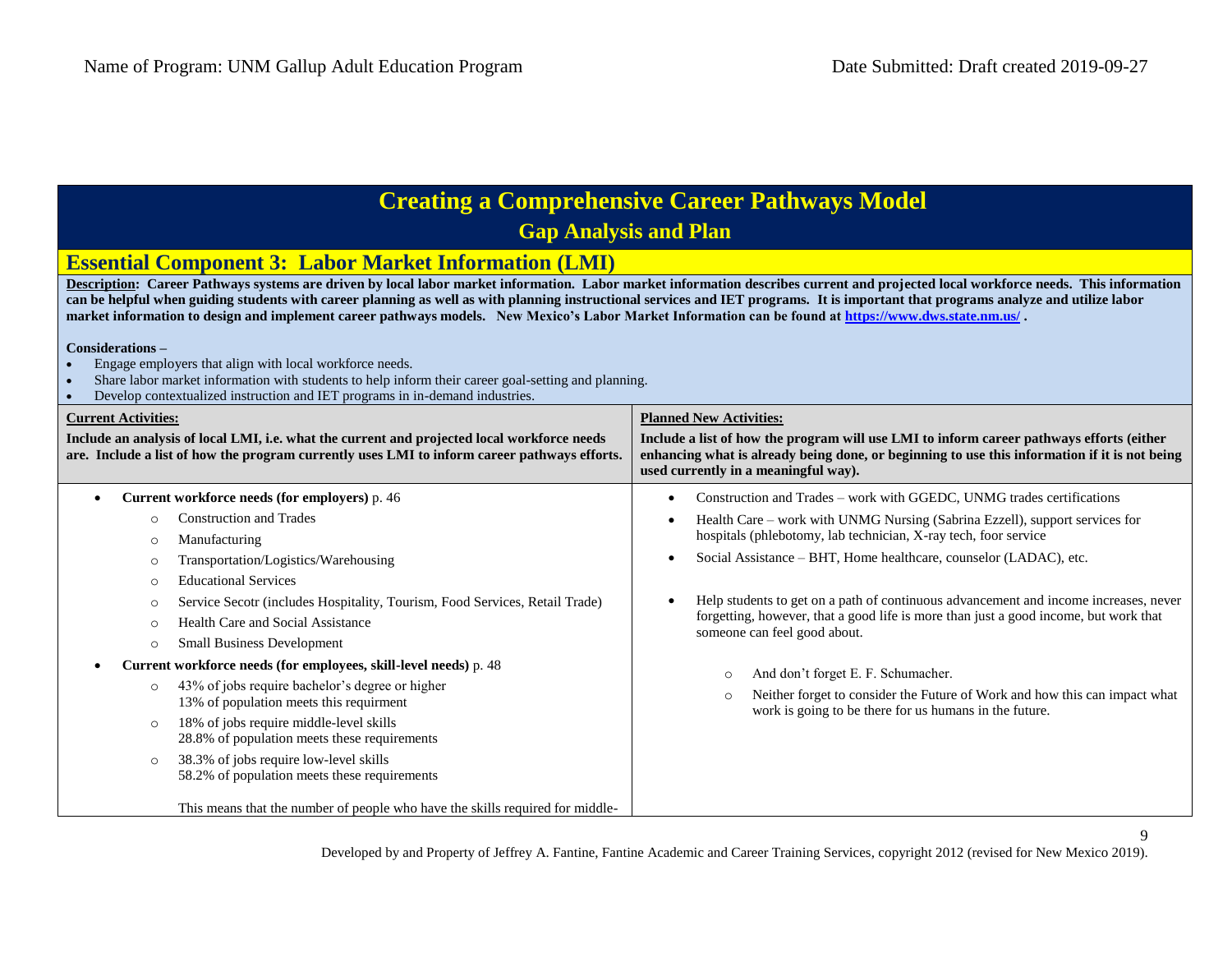Name of Program: UNM Gallup Adult Education Program Date Submitted: Draft created 2019-09-27

# Creating a Comprehensive Career Pathways Model

## Gap Analysis and Plan

## Essential Component 3: Labor Market Information (LMI)

**Description: Career Pathways systems are driven by local labor market information. Labor market information describes current and projected local workforce needs. This information can be helpful when guiding students with career planning as well as with planning instructional services and IET programs. It is important that programs analyze and utilize labor market information to design and implement career pathways models. New Mexico's Labor Market Information can be found at https://www.dws.state.nm.us/ .**

**Considerations –**

- Engage employers that align with local workforce needs.
- Share labor market information with students to help inform their career goal-setting and planning.
- Develop contextualized instruction and IET programs in in-demand industries.

| **Current Activities:** **Include an analysis of local LMI, i.e. what the current and projected local workforce needs are. Include a list of how the program currently uses LMI to inform career pathways efforts.** | **Planned New Activities:** **Include a list of how the program will use LMI to inform career pathways efforts (either enhancing what is already being done, or beginning to use this information if it is not being used currently in a meaningful way).** |
|---|---|
| • **Current workforce needs (for employers)** p. 46<br>&nbsp;&nbsp;○ Construction and Trades<br>&nbsp;&nbsp;○ Manufacturing<br>&nbsp;&nbsp;○ Transportation/Logistics/Warehousing<br>&nbsp;&nbsp;○ Educational Services<br>&nbsp;&nbsp;○ Service Secotr (includes Hospitality, Tourism, Food Services, Retail Trade)<br>&nbsp;&nbsp;○ Health Care and Social Assistance<br>&nbsp;&nbsp;○ Small Business Development<br>• **Current workforce needs (for employees, skill-level needs)** p. 48<br>&nbsp;&nbsp;○ 43% of jobs require bachelor's degree or higher 13% of population meets this requirment<br>&nbsp;&nbsp;○ 18% of jobs require middle-level skills 28.8% of population meets these requirements<br>&nbsp;&nbsp;○ 38.3% of jobs require low-level skills 58.2% of population meets these requirements<br><br>This means that the number of people who have the skills required for middle- | • Construction and Trades – work with GGEDC, UNMG trades certifications<br>• Health Care – work with UNMG Nursing (Sabrina Ezzell), support services for hospitals (phlebotomy, lab technician, X-ray tech, foor service<br>• Social Assistance – BHT, Home healthcare, counselor (LADAC), etc.<br><br>• Help students to get on a path of continuous advancement and income increases, never forgetting, however, that a good life is more than just a good income, but work that someone can feel good about.<br><br>&nbsp;&nbsp;○ And don't forget E. F. Schumacher.<br>&nbsp;&nbsp;○ Neither forget to consider the Future of Work and how this can impact what work is going to be there for us humans in the future. |

Developed by and Property of Jeffrey A. Fantine, Fantine Academic and Career Training Services, copyright 2012 (revised for New Mexico 2019).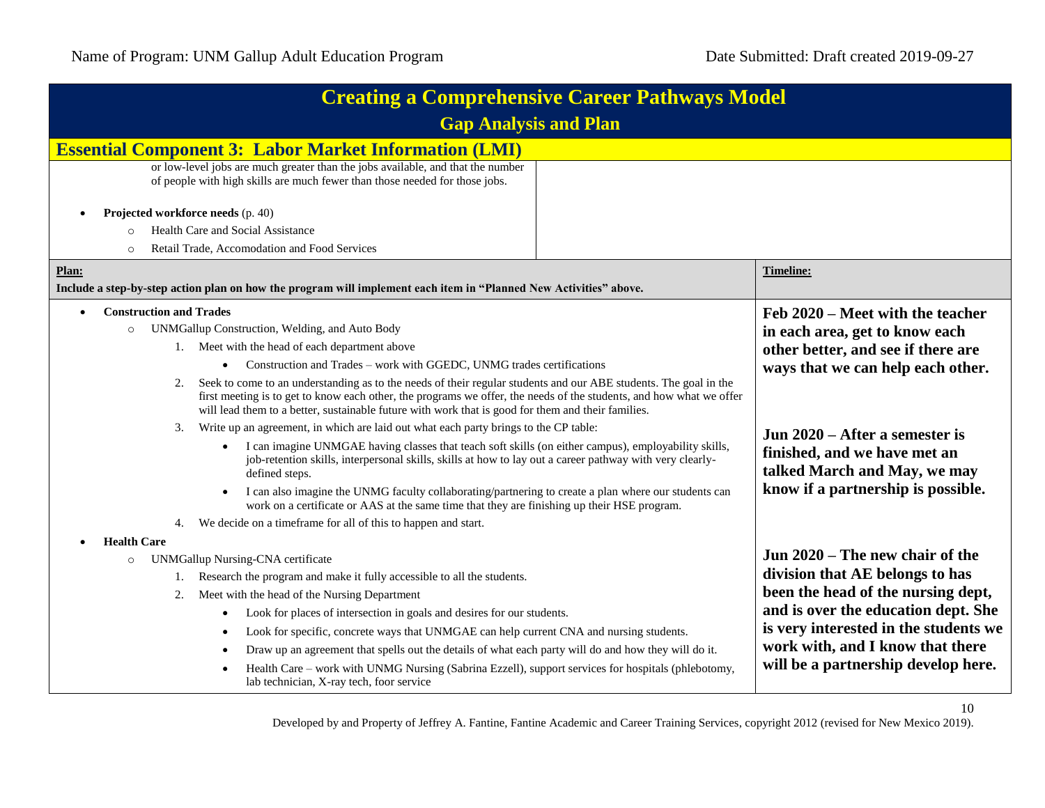# Creating a Comprehensive Career Pathways Model

## Gap Analysis and Plan

### Essential Component 3: Labor Market Information (LMI)

or low-level jobs are much greater than the jobs available, and that the number of people with high skills are much fewer than those needed for those jobs.

- **Projected workforce needs** (p. 40)
  - Health Care and Social Assistance
  - Retail Trade, Accomodation and Food Services

| **Plan:** Include a step-by-step action plan on how the program will implement each item in "Planned New Activities" above. | **Timeline:** |
|---|---|
| • **Construction and Trades**<br>  ○ UNMGallup Construction, Welding, and Auto Body<br>    1. Meet with the head of each department above<br>      • Construction and Trades – work with GGEDC, UNMG trades certifications<br>    2. Seek to come to an understanding as to the needs of their regular students and our ABE students. The goal in the first meeting is to get to know each other, the programs we offer, the needs of the students, and how what we offer will lead them to a better, sustainable future with work that is good for them and their families.<br>    3. Write up an agreement, in which are laid out what each party brings to the CP table:<br>      • I can imagine UNMGAE having classes that teach soft skills (on either campus), employability skills, job-retention skills, interpersonal skills, skills at how to lay out a career pathway with very clearly-defined steps.<br>      • I can also imagine the UNMG faculty collaborating/partnering to create a plan where our students can work on a certificate or AAS at the same time that they are finishing up their HSE program.<br>    4. We decide on a timeframe for all of this to happen and start. | **Feb 2020 – Meet with the teacher in each area, get to know each other better, and see if there are ways that we can help each other.**<br><br>**Jun 2020 – After a semester is finished, and we have met an talked March and May, we may know if a partnership is possible.** |
| • **Health Care**<br>  ○ UNMGallup Nursing-CNA certificate<br>    1. Research the program and make it fully accessible to all the students.<br>    2. Meet with the head of the Nursing Department<br>      • Look for places of intersection in goals and desires for our students.<br>      • Look for specific, concrete ways that UNMGAE can help current CNA and nursing students.<br>      • Draw up an agreement that spells out the details of what each party will do and how they will do it.<br>      • Health Care – work with UNMG Nursing (Sabrina Ezzell), support services for hospitals (phlebotomy, lab technician, X-ray tech, foor service | **Jun 2020 – The new chair of the division that AE belongs to has been the head of the nursing dept, and is over the education dept. She is very interested in the students we work with, and I know that there will be a partnership develop here.** |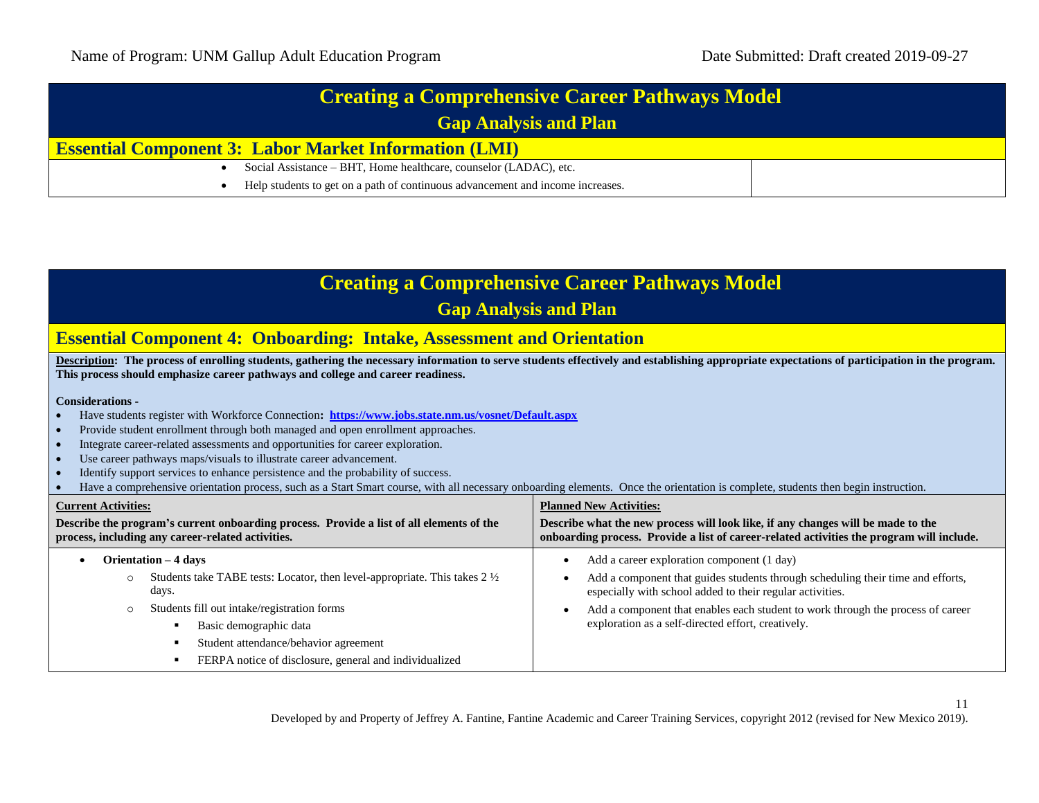# Creating a Comprehensive Career Pathways Model

## Gap Analysis and Plan

### Essential Component 3: Labor Market Information (LMI)

| | |
|---|---|
| • Social Assistance – BHT, Home healthcare, counselor (LADAC), etc.<br>• Help students to get on a path of continuous advancement and income increases. | |

# Creating a Comprehensive Career Pathways Model

## Gap Analysis and Plan

### Essential Component 4: Onboarding: Intake, Assessment and Orientation

**Description: The process of enrolling students, gathering the necessary information to serve students effectively and establishing appropriate expectations of participation in the program. This process should emphasize career pathways and college and career readiness.**

**Considerations -**

- Have students register with Workforce Connection**: https://www.jobs.state.nm.us/vosnet/Default.aspx**
- Provide student enrollment through both managed and open enrollment approaches.
- Integrate career-related assessments and opportunities for career exploration.
- Use career pathways maps/visuals to illustrate career advancement.
- Identify support services to enhance persistence and the probability of success.
- Have a comprehensive orientation process, such as a Start Smart course, with all necessary onboarding elements. Once the orientation is complete, students then begin instruction.

| **Current Activities:**<br>**Describe the program's current onboarding process. Provide a list of all elements of the process, including any career-related activities.** | **Planned New Activities:**<br>**Describe what the new process will look like, if any changes will be made to the onboarding process. Provide a list of career-related activities the program will include.** |
|---|---|
| • **Orientation – 4 days**<br>  ○ Students take TABE tests: Locator, then level-appropriate. This takes 2 ½ days.<br>  ○ Students fill out intake/registration forms<br>    ▪ Basic demographic data<br>    ▪ Student attendance/behavior agreement<br>    ▪ FERPA notice of disclosure, general and individualized | • Add a career exploration component (1 day)<br>• Add a component that guides students through scheduling their time and efforts, especially with school added to their regular activities.<br>• Add a component that enables each student to work through the process of career exploration as a self-directed effort, creatively. |

Developed by and Property of Jeffrey A. Fantine, Fantine Academic and Career Training Services, copyright 2012 (revised for New Mexico 2019).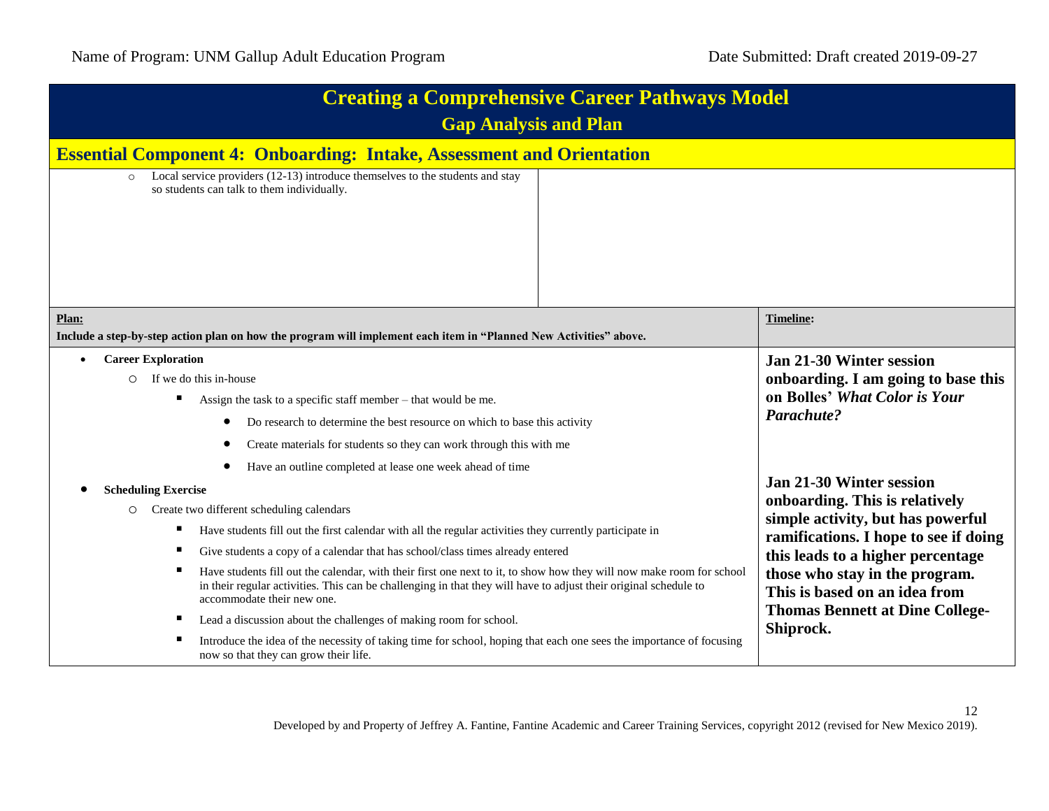## Creating a Comprehensive Career Pathways Model

### Gap Analysis and Plan

### Essential Component 4: Onboarding: Intake, Assessment and Orientation

| | |
|---|---|
| ◦ Local service providers (12-13) introduce themselves to the students and stay so students can talk to them individually. | |

| **Plan:**<br>**Include a step-by-step action plan on how the program will implement each item in "Planned New Activities" above.** | **Timeline:** |
|---|---|
| • **Career Exploration**<br>&nbsp;&nbsp;◦ If we do this in-house<br>&nbsp;&nbsp;&nbsp;&nbsp;▪ Assign the task to a specific staff member – that would be me.<br>&nbsp;&nbsp;&nbsp;&nbsp;&nbsp;&nbsp;• Do research to determine the best resource on which to base this activity<br>&nbsp;&nbsp;&nbsp;&nbsp;&nbsp;&nbsp;• Create materials for students so they can work through this with me<br>&nbsp;&nbsp;&nbsp;&nbsp;&nbsp;&nbsp;• Have an outline completed at lease one week ahead of time | **Jan 21-30 Winter session onboarding. I am going to base this on Bolles' *What Color is Your Parachute?*** |
| • **Scheduling Exercise**<br>&nbsp;&nbsp;◦ Create two different scheduling calendars<br>&nbsp;&nbsp;&nbsp;&nbsp;▪ Have students fill out the first calendar with all the regular activities they currently participate in<br>&nbsp;&nbsp;&nbsp;&nbsp;▪ Give students a copy of a calendar that has school/class times already entered<br>&nbsp;&nbsp;&nbsp;&nbsp;▪ Have students fill out the calendar, with their first one next to it, to show how they will now make room for school in their regular activities. This can be challenging in that they will have to adjust their original schedule to accommodate their new one.<br>&nbsp;&nbsp;&nbsp;&nbsp;▪ Lead a discussion about the challenges of making room for school.<br>&nbsp;&nbsp;&nbsp;&nbsp;▪ Introduce the idea of the necessity of taking time for school, hoping that each one sees the importance of focusing now so that they can grow their life. | **Jan 21-30 Winter session onboarding. This is relatively simple activity, but has powerful ramifications. I hope to see if doing this leads to a higher percentage those who stay in the program. This is based on an idea from Thomas Bennett at Dine College-Shiprock.** |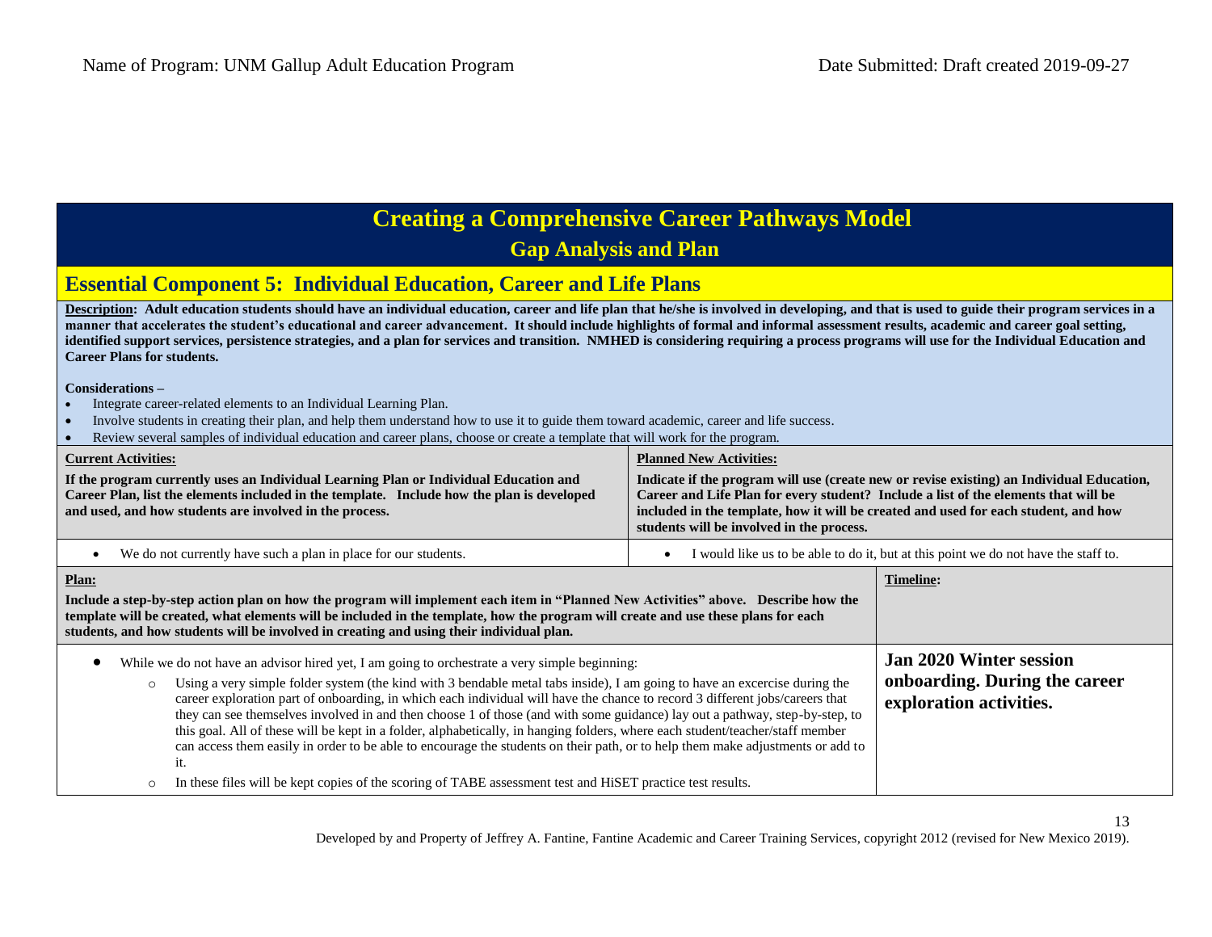Name of Program: UNM Gallup Adult Education Program

Date Submitted: Draft created 2019-09-27

# Creating a Comprehensive Career Pathways Model

## Gap Analysis and Plan

## Essential Component 5: Individual Education, Career and Life Plans

**Description: Adult education students should have an individual education, career and life plan that he/she is involved in developing, and that is used to guide their program services in a manner that accelerates the student's educational and career advancement. It should include highlights of formal and informal assessment results, academic and career goal setting, identified support services, persistence strategies, and a plan for services and transition. NMHED is considering requiring a process programs will use for the Individual Education and Career Plans for students.**

**Considerations –**

- Integrate career-related elements to an Individual Learning Plan.
- Involve students in creating their plan, and help them understand how to use it to guide them toward academic, career and life success.
- Review several samples of individual education and career plans, choose or create a template that will work for the program.

| **Current Activities:** If the program currently uses an Individual Learning Plan or Individual Education and Career Plan, list the elements included in the template. Include how the plan is developed and used, and how students are involved in the process. | **Planned New Activities:** Indicate if the program will use (create new or revise existing) an Individual Education, Career and Life Plan for every student? Include a list of the elements that will be included in the template, how it will be created and used for each student, and how students will be involved in the process. |
|---|---|
| • We do not currently have such a plan in place for our students. | • I would like us to be able to do it, but at this point we do not have the staff to. |

| **Plan:** Include a step-by-step action plan on how the program will implement each item in "Planned New Activities" above. Describe how the template will be created, what elements will be included in the template, how the program will create and use these plans for each students, and how students will be involved in creating and using their individual plan. | **Timeline:** |
|---|---|
| • While we do not have an advisor hired yet, I am going to orchestrate a very simple beginning:<br>○ Using a very simple folder system (the kind with 3 bendable metal tabs inside), I am going to have an excercise during the career exploration part of onboarding, in which each individual will have the chance to record 3 different jobs/careers that they can see themselves involved in and then choose 1 of those (and with some guidance) lay out a pathway, step-by-step, to this goal. All of these will be kept in a folder, alphabetically, in hanging folders, where each student/teacher/staff member can access them easily in order to be able to encourage the students on their path, or to help them make adjustments or add to it.<br>○ In these files will be kept copies of the scoring of TABE assessment test and HiSET practice test results. | **Jan 2020 Winter session onboarding. During the career exploration activities.** |

Developed by and Property of Jeffrey A. Fantine, Fantine Academic and Career Training Services, copyright 2012 (revised for New Mexico 2019).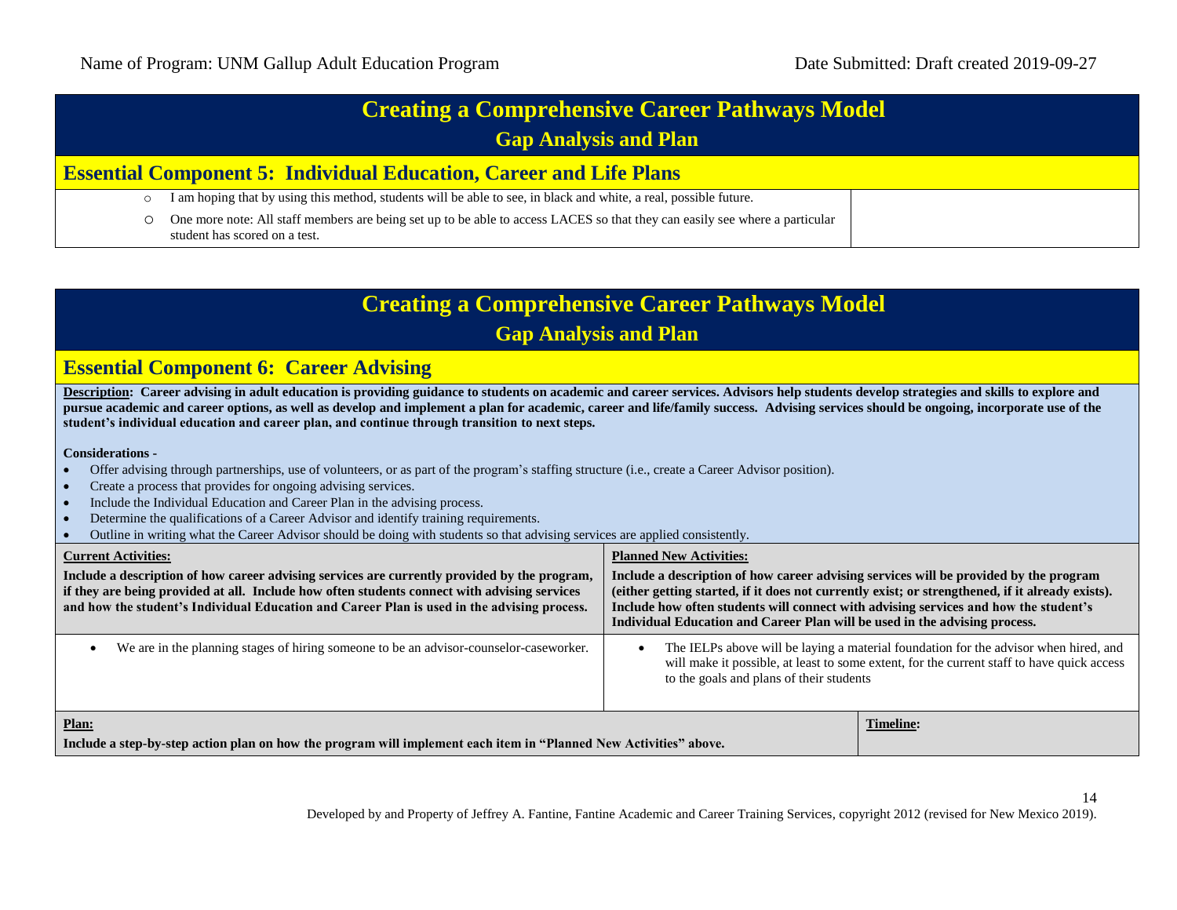# Creating a Comprehensive Career Pathways Model

## Gap Analysis and Plan

### Essential Component 5: Individual Education, Career and Life Plans

| | |
|---|---|
| ○ I am hoping that by using this method, students will be able to see, in black and white, a real, possible future.<br>○ One more note: All staff members are being set up to be able to access LACES so that they can easily see where a particular student has scored on a test. | |

# Creating a Comprehensive Career Pathways Model

## Gap Analysis and Plan

### Essential Component 6: Career Advising

**Description: Career advising in adult education is providing guidance to students on academic and career services. Advisors help students develop strategies and skills to explore and pursue academic and career options, as well as develop and implement a plan for academic, career and life/family success. Advising services should be ongoing, incorporate use of the student's individual education and career plan, and continue through transition to next steps.**

**Considerations -**

- Offer advising through partnerships, use of volunteers, or as part of the program's staffing structure (i.e., create a Career Advisor position).
- Create a process that provides for ongoing advising services.
- Include the Individual Education and Career Plan in the advising process.
- Determine the qualifications of a Career Advisor and identify training requirements.
- Outline in writing what the Career Advisor should be doing with students so that advising services are applied consistently.

| **Current Activities:**<br>**Include a description of how career advising services are currently provided by the program, if they are being provided at all. Include how often students connect with advising services and how the student's Individual Education and Career Plan is used in the advising process.** | **Planned New Activities:**<br>**Include a description of how career advising services will be provided by the program (either getting started, if it does not currently exist; or strengthened, if it already exists). Include how often students will connect with advising services and how the student's Individual Education and Career Plan will be used in the advising process.** |
|---|---|
| • We are in the planning stages of hiring someone to be an advisor-counselor-caseworker. | • The IELPs above will be laying a material foundation for the advisor when hired, and will make it possible, at least to some extent, for the current staff to have quick access to the goals and plans of their students |

| **Plan:**<br>**Include a step-by-step action plan on how the program will implement each item in "Planned New Activities" above.** | **Timeline:** |
|---|---|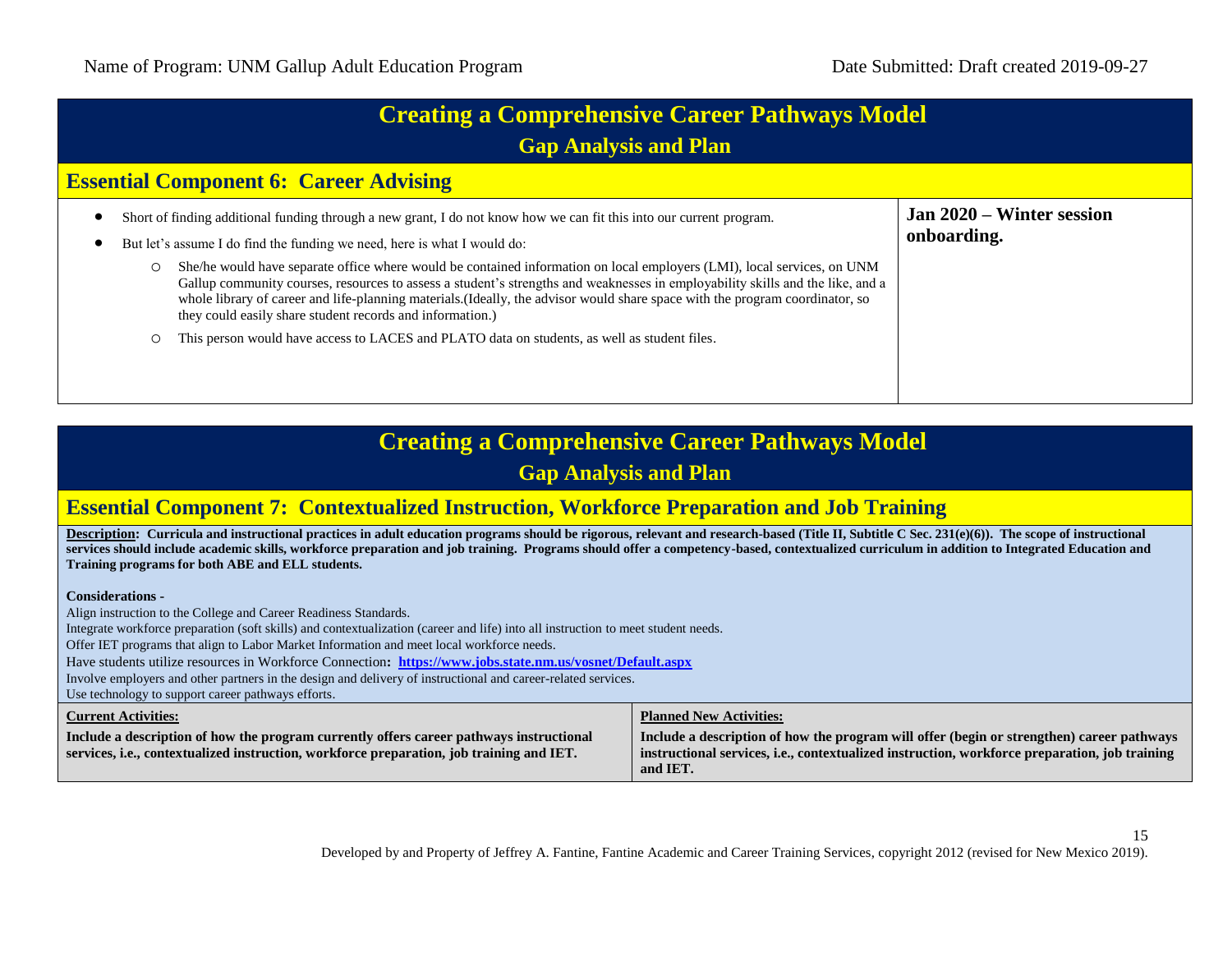Name of Program: UNM Gallup Adult Education Program Date Submitted: Draft created 2019-09-27

# Creating a Comprehensive Career Pathways Model

## Gap Analysis and Plan

### Essential Component 6: Career Advising

| | |
|---|---|
| • Short of finding additional funding through a new grant, I do not know how we can fit this into our current program.<br>• But let's assume I do find the funding we need, here is what I would do:<br>○ She/he would have separate office where would be contained information on local employers (LMI), local services, on UNM Gallup community courses, resources to assess a student's strengths and weaknesses in employability skills and the like, and a whole library of career and life-planning materials.(Ideally, the advisor would share space with the program coordinator, so they could easily share student records and information.)<br>○ This person would have access to LACES and PLATO data on students, as well as student files. | **Jan 2020 – Winter session onboarding.** |

# Creating a Comprehensive Career Pathways Model

## Gap Analysis and Plan

### Essential Component 7: Contextualized Instruction, Workforce Preparation and Job Training

**Description: Curricula and instructional practices in adult education programs should be rigorous, relevant and research-based (Title II, Subtitle C Sec. 231(e)(6)). The scope of instructional services should include academic skills, workforce preparation and job training. Programs should offer a competency-based, contextualized curriculum in addition to Integrated Education and Training programs for both ABE and ELL students.**

**Considerations -**

Align instruction to the College and Career Readiness Standards.
Integrate workforce preparation (soft skills) and contextualization (career and life) into all instruction to meet student needs.
Offer IET programs that align to Labor Market Information and meet local workforce needs.
Have students utilize resources in Workforce Connection**:** **https://www.jobs.state.nm.us/vosnet/Default.aspx**
Involve employers and other partners in the design and delivery of instructional and career-related services.
Use technology to support career pathways efforts.

| **Current Activities:**<br>**Include a description of how the program currently offers career pathways instructional services, i.e., contextualized instruction, workforce preparation, job training and IET.** | **Planned New Activities:**<br>**Include a description of how the program will offer (begin or strengthen) career pathways instructional services, i.e., contextualized instruction, workforce preparation, job training and IET.** |
|---|---|

Developed by and Property of Jeffrey A. Fantine, Fantine Academic and Career Training Services, copyright 2012 (revised for New Mexico 2019).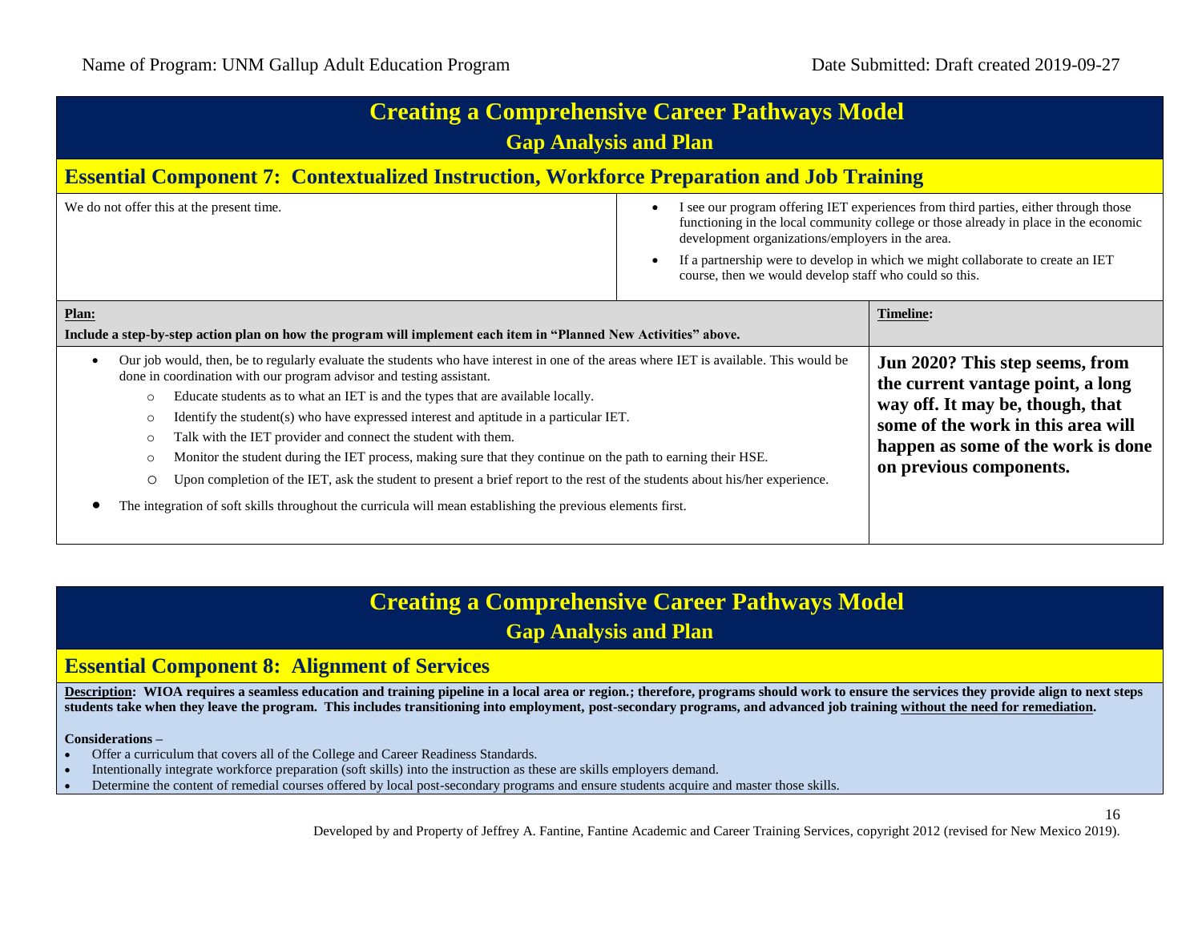Name of Program: UNM Gallup Adult Education Program    Date Submitted: Draft created 2019-09-27

# Creating a Comprehensive Career Pathways Model

## Gap Analysis and Plan

### Essential Component 7: Contextualized Instruction, Workforce Preparation and Job Training

| | |
|---|---|
| We do not offer this at the present time. | • I see our program offering IET experiences from third parties, either through those functioning in the local community college or those already in place in the economic development organizations/employers in the area.<br>• If a partnership were to develop in which we might collaborate to create an IET course, then we would develop staff who could so this. |

| **Plan:**<br>**Include a step-by-step action plan on how the program will implement each item in "Planned New Activities" above.** | **Timeline:** |
|---|---|
| • Our job would, then, be to regularly evaluate the students who have interest in one of the areas where IET is available. This would be done in coordination with our program advisor and testing assistant.<br>  ○ Educate students as to what an IET is and the types that are available locally.<br>  ○ Identify the student(s) who have expressed interest and aptitude in a particular IET.<br>  ○ Talk with the IET provider and connect the student with them.<br>  ○ Monitor the student during the IET process, making sure that they continue on the path to earning their HSE.<br>  ○ Upon completion of the IET, ask the student to present a brief report to the rest of the students about his/her experience.<br>• The integration of soft skills throughout the curricula will mean establishing the previous elements first. | **Jun 2020? This step seems, from the current vantage point, a long way off. It may be, though, that some of the work in this area will happen as some of the work is done on previous components.** |

# Creating a Comprehensive Career Pathways Model

## Gap Analysis and Plan

### Essential Component 8: Alignment of Services

**Description: WIOA requires a seamless education and training pipeline in a local area or region.; therefore, programs should work to ensure the services they provide align to next steps students take when they leave the program. This includes transitioning into employment, post-secondary programs, and advanced job training without the need for remediation.**

**Considerations –**

- Offer a curriculum that covers all of the College and Career Readiness Standards.
- Intentionally integrate workforce preparation (soft skills) into the instruction as these are skills employers demand.
- Determine the content of remedial courses offered by local post-secondary programs and ensure students acquire and master those skills.

Developed by and Property of Jeffrey A. Fantine, Fantine Academic and Career Training Services, copyright 2012 (revised for New Mexico 2019).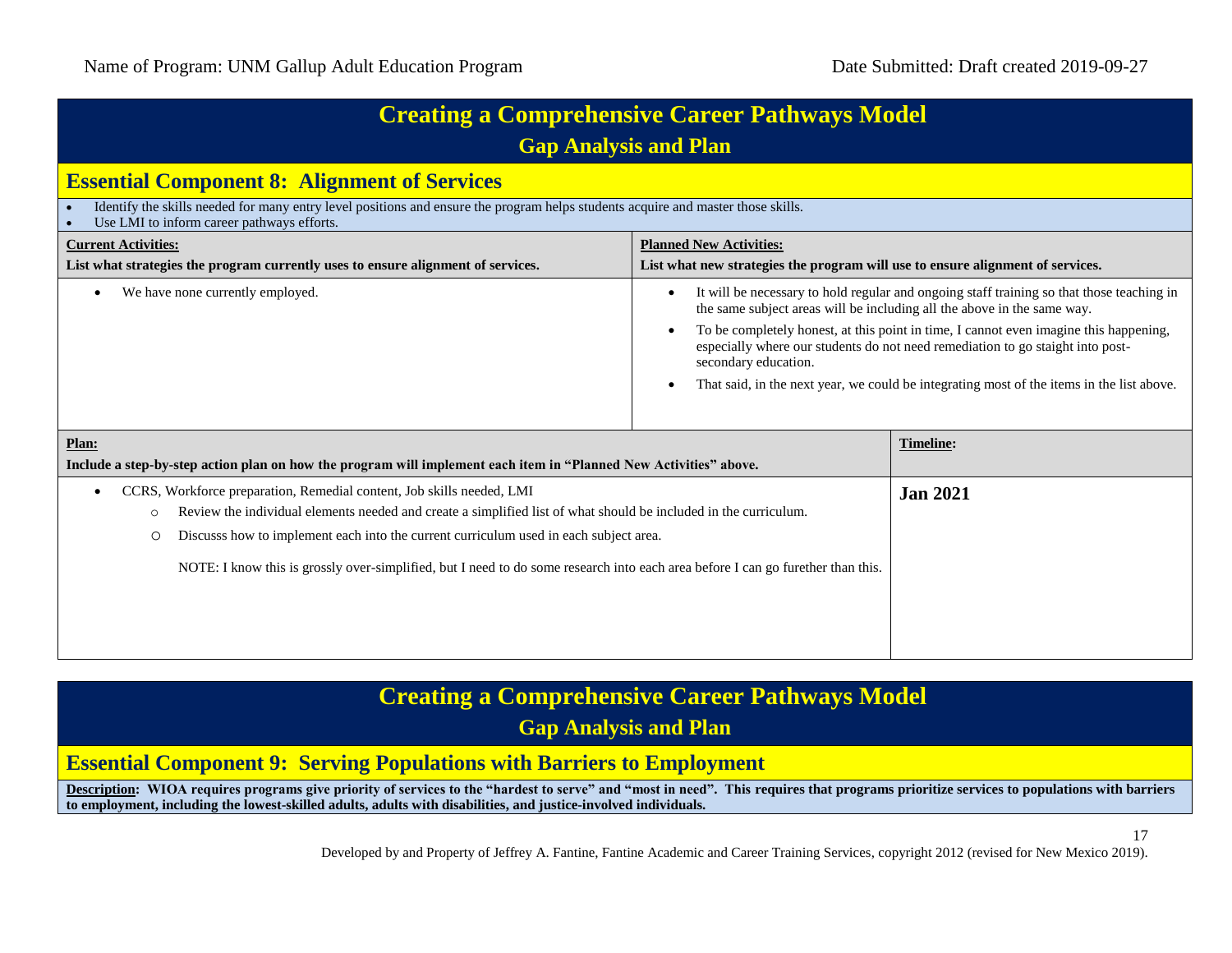Name of Program: UNM Gallup Adult Education Program Date Submitted: Draft created 2019-09-27

# Creating a Comprehensive Career Pathways Model

## Gap Analysis and Plan

## Essential Component 8: Alignment of Services

- Identify the skills needed for many entry level positions and ensure the program helps students acquire and master those skills.
- Use LMI to inform career pathways efforts.

| **Current Activities:** List what strategies the program currently uses to ensure alignment of services. | **Planned New Activities:** List what new strategies the program will use to ensure alignment of services. |
|---|---|
| • We have none currently employed. | • It will be necessary to hold regular and ongoing staff training so that those teaching in the same subject areas will be including all the above in the same way.<br>• To be completely honest, at this point in time, I cannot even imagine this happening, especially where our students do not need remediation to go staight into post-secondary education.<br>• That said, in the next year, we could be integrating most of the items in the list above. |

| **Plan:** Include a step-by-step action plan on how the program will implement each item in "Planned New Activities" above. | **Timeline:** |
|---|---|
| • CCRS, Workforce preparation, Remedial content, Job skills needed, LMI<br>&nbsp;&nbsp;&nbsp;&nbsp;○ Review the individual elements needed and create a simplified list of what should be included in the curriculum.<br>&nbsp;&nbsp;&nbsp;&nbsp;○ Discusss how to implement each into the current curriculum used in each subject area.<br><br>NOTE: I know this is grossly over-simplified, but I need to do some research into each area before I can go furether than this. | **Jan 2021** |

# Creating a Comprehensive Career Pathways Model

## Gap Analysis and Plan

## Essential Component 9: Serving Populations with Barriers to Employment

**Description: WIOA requires programs give priority of services to the "hardest to serve" and "most in need". This requires that programs prioritize services to populations with barriers to employment, including the lowest-skilled adults, adults with disabilities, and justice-involved individuals.**

Developed by and Property of Jeffrey A. Fantine, Fantine Academic and Career Training Services, copyright 2012 (revised for New Mexico 2019).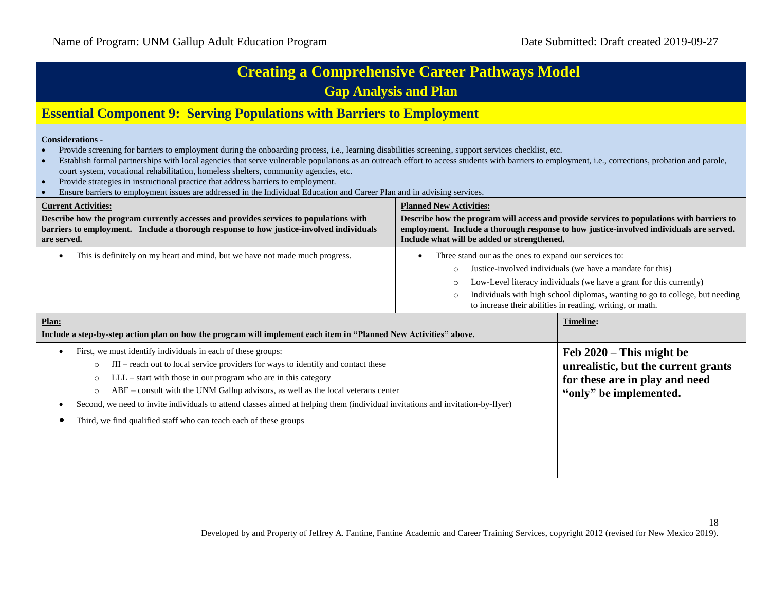Name of Program: UNM Gallup Adult Education Program | Date Submitted: Draft created 2019-09-27

# Creating a Comprehensive Career Pathways Model

## Gap Analysis and Plan

## Essential Component 9: Serving Populations with Barriers to Employment

**Considerations -**

- Provide screening for barriers to employment during the onboarding process, i.e., learning disabilities screening, support services checklist, etc.
- Establish formal partnerships with local agencies that serve vulnerable populations as an outreach effort to access students with barriers to employment, i.e., corrections, probation and parole, court system, vocational rehabilitation, homeless shelters, community agencies, etc.
- Provide strategies in instructional practice that address barriers to employment.
- Ensure barriers to employment issues are addressed in the Individual Education and Career Plan and in advising services.

| **Current Activities:** Describe how the program currently accesses and provides services to populations with barriers to employment. Include a thorough response to how justice-involved individuals are served. | **Planned New Activities:** Describe how the program will access and provide services to populations with barriers to employment. Include a thorough response to how justice-involved individuals are served. Include what will be added or strengthened. |
|---|---|
| • This is definitely on my heart and mind, but we have not made much progress. | • Three stand our as the ones to expand our services to:<br>  ○ Justice-involved individuals (we have a mandate for this)<br>  ○ Low-Level literacy individuals (we have a grant for this currently)<br>  ○ Individuals with high school diplomas, wanting to go to college, but needing to increase their abilities in reading, writing, or math. |

| **Plan:** Include a step-by-step action plan on how the program will implement each item in "Planned New Activities" above. | **Timeline:** |
|---|---|
| • First, we must identify individuals in each of these groups:<br>  ○ JII – reach out to local service providers for ways to identify and contact these<br>  ○ LLL – start with those in our program who are in this category<br>  ○ ABE – consult with the UNM Gallup advisors, as well as the local veterans center<br>• Second, we need to invite individuals to attend classes aimed at helping them (individual invitations and invitation-by-flyer)<br>• Third, we find qualified staff who can teach each of these groups | **Feb 2020 – This might be unrealistic, but the current grants for these are in play and need "only" be implemented.** |

Developed by and Property of Jeffrey A. Fantine, Fantine Academic and Career Training Services, copyright 2012 (revised for New Mexico 2019).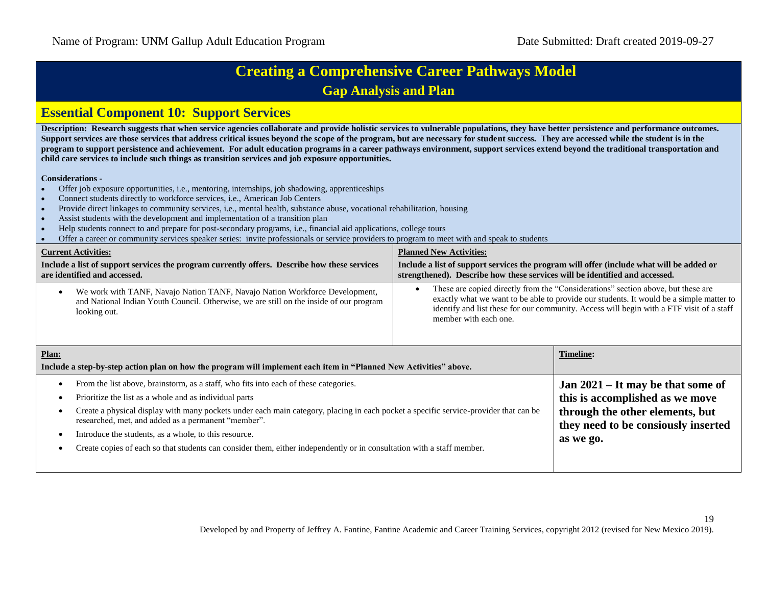Name of Program: UNM Gallup Adult Education Program

Date Submitted: Draft created 2019-09-27

# Creating a Comprehensive Career Pathways Model

## Gap Analysis and Plan

## Essential Component 10: Support Services

**Description: Research suggests that when service agencies collaborate and provide holistic services to vulnerable populations, they have better persistence and performance outcomes. Support services are those services that address critical issues beyond the scope of the program, but are necessary for student success. They are accessed while the student is in the program to support persistence and achievement. For adult education programs in a career pathways environment, support services extend beyond the traditional transportation and child care services to include such things as transition services and job exposure opportunities.**

**Considerations -**

- Offer job exposure opportunities, i.e., mentoring, internships, job shadowing, apprenticeships
- Connect students directly to workforce services, i.e., American Job Centers
- Provide direct linkages to community services, i.e., mental health, substance abuse, vocational rehabilitation, housing
- Assist students with the development and implementation of a transition plan
- Help students connect to and prepare for post-secondary programs, i.e., financial aid applications, college tours
- Offer a career or community services speaker series: invite professionals or service providers to program to meet with and speak to students

| **Current Activities:** **Include a list of support services the program currently offers. Describe how these services are identified and accessed.** | **Planned New Activities:** **Include a list of support services the program will offer (include what will be added or strengthened). Describe how these services will be identified and accessed.** |
|---|---|
| • We work with TANF, Navajo Nation TANF, Navajo Nation Workforce Development, and National Indian Youth Council. Otherwise, we are still on the inside of our program looking out. | • These are copied directly from the "Considerations" section above, but these are exactly what we want to be able to provide our students. It would be a simple matter to identify and list these for our community. Access will begin with a FTF visit of a staff member with each one. |

| **Plan:** **Include a step-by-step action plan on how the program will implement each item in "Planned New Activities" above.** | **Timeline:** |
|---|---|
| • From the list above, brainstorm, as a staff, who fits into each of these categories.<br>• Prioritize the list as a whole and as individual parts<br>• Create a physical display with many pockets under each main category, placing in each pocket a specific service-provider that can be researched, met, and added as a permanent "member".<br>• Introduce the students, as a whole, to this resource.<br>• Create copies of each so that students can consider them, either independently or in consultation with a staff member. | **Jan 2021 – It may be that some of this is accomplished as we move through the other elements, but they need to be consiously inserted as we go.** |

Developed by and Property of Jeffrey A. Fantine, Fantine Academic and Career Training Services, copyright 2012 (revised for New Mexico 2019).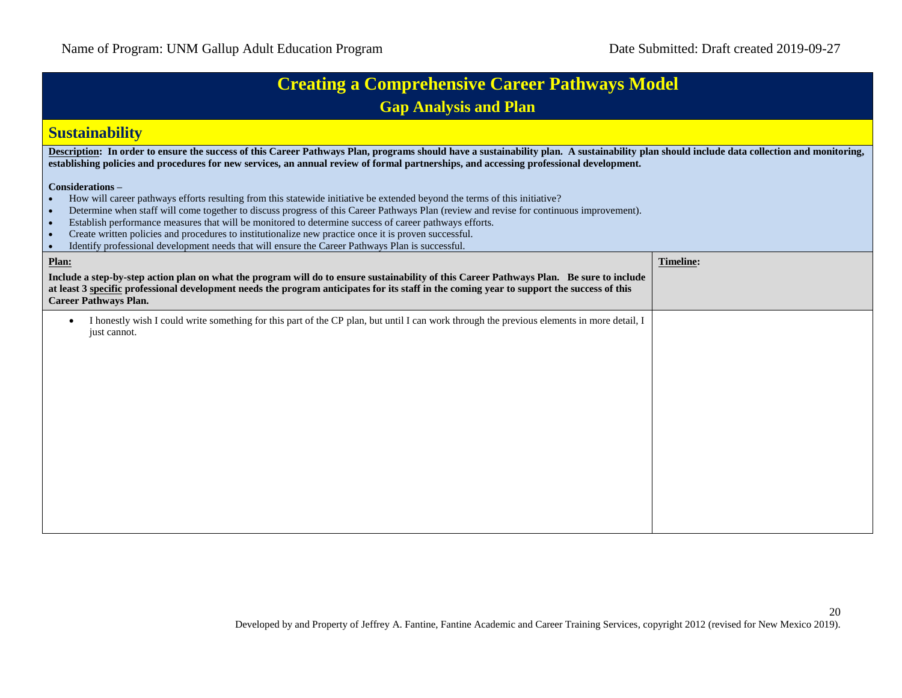Name of Program: UNM Gallup Adult Education Program

Date Submitted: Draft created 2019-09-27

# Creating a Comprehensive Career Pathways Model

## Gap Analysis and Plan

## Sustainability

**Description: In order to ensure the success of this Career Pathways Plan, programs should have a sustainability plan. A sustainability plan should include data collection and monitoring, establishing policies and procedures for new services, an annual review of formal partnerships, and accessing professional development.**

**Considerations –**

- How will career pathways efforts resulting from this statewide initiative be extended beyond the terms of this initiative?
- Determine when staff will come together to discuss progress of this Career Pathways Plan (review and revise for continuous improvement).
- Establish performance measures that will be monitored to determine success of career pathways efforts.
- Create written policies and procedures to institutionalize new practice once it is proven successful.
- Identify professional development needs that will ensure the Career Pathways Plan is successful.

| **Plan:** **Include a step-by-step action plan on what the program will do to ensure sustainability of this Career Pathways Plan. Be sure to include at least 3 specific professional development needs the program anticipates for its staff in the coming year to support the success of this Career Pathways Plan.** | **Timeline:** |
|---|---|
| • I honestly wish I could write something for this part of the CP plan, but until I can work through the previous elements in more detail, I just cannot. | |

Developed by and Property of Jeffrey A. Fantine, Fantine Academic and Career Training Services, copyright 2012 (revised for New Mexico 2019).